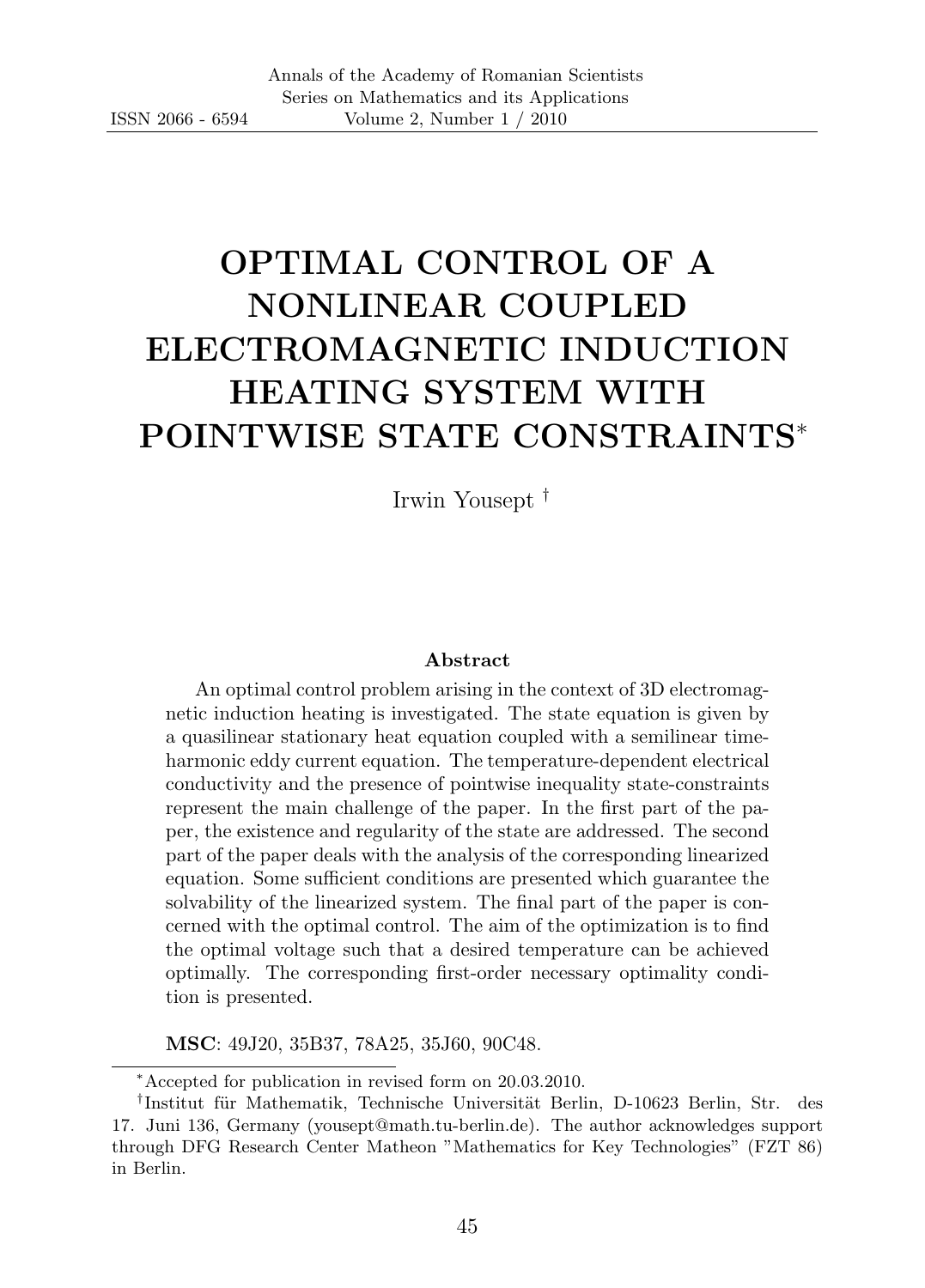# OPTIMAL CONTROL OF A NONLINEAR COUPLED ELECTROMAGNETIC INDUCTION HEATING SYSTEM WITH POINTWISE STATE CONSTRAINTS[*]

Irwin Yousept[†]

### Abstract

An optimal control problem arising in the context of 3D electromagnetic induction heating is investigated. The state equation is given by a quasilinear stationary heat equation coupled with a semilinear time-harmonic eddy current equation. The temperature-dependent electrical conductivity and the presence of pointwise inequality state-constraints represent the main challenge of the paper. In the first part of the paper, the existence and regularity of the state are addressed. The second part of the paper deals with the analysis of the corresponding linearized equation. Some sufficient conditions are presented which guarantee the solvability of the linearized system. The final part of the paper is concerned with the optimal control. The aim of the optimization is to find the optimal voltage such that a desired temperature can be achieved optimally. The corresponding first-order necessary optimality condition is presented.

**MSC**: 49J20, 35B37, 78A25, 35J60, 90C48.

---

[*] Accepted for publication in revised form on 20.03.2010.

[†] Institut für Mathematik, Technische Universität Berlin, D-10623 Berlin, Str. des 17. Juni 136, Germany (yousept@math.tu-berlin.de). The author acknowledges support through DFG Research Center Matheon "Mathematics for Key Technologies" (FZT 86) in Berlin.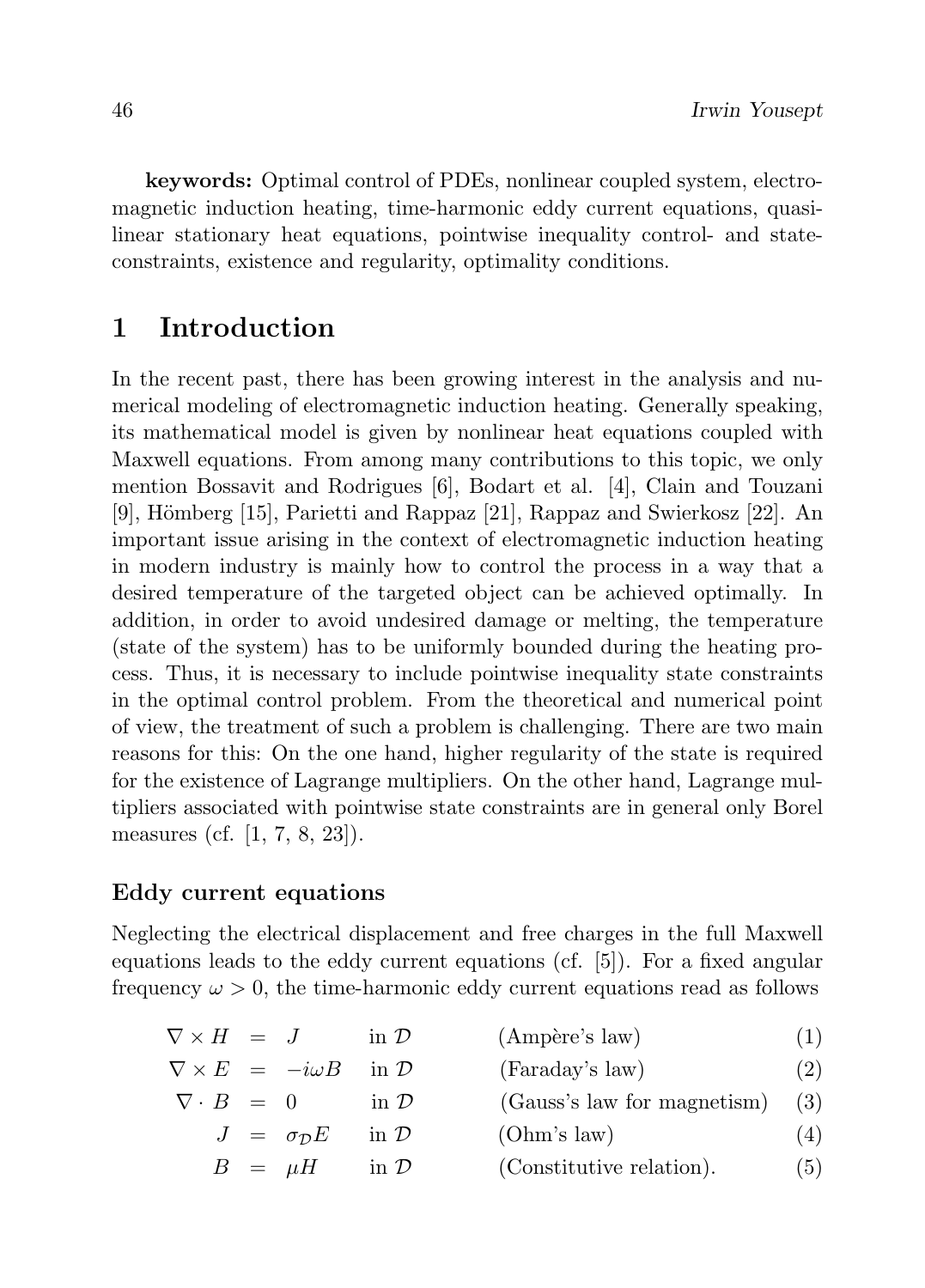**keywords:** Optimal control of PDEs, nonlinear coupled system, electromagnetic induction heating, time-harmonic eddy current equations, quasilinear stationary heat equations, pointwise inequality control- and state-constraints, existence and regularity, optimality conditions.

## 1 Introduction

In the recent past, there has been growing interest in the analysis and numerical modeling of electromagnetic induction heating. Generally speaking, its mathematical model is given by nonlinear heat equations coupled with Maxwell equations. From among many contributions to this topic, we only mention Bossavit and Rodrigues [6], Bodart et al. [4], Clain and Touzani [9], Hömberg [15], Parietti and Rappaz [21], Rappaz and Swierkosz [22]. An important issue arising in the context of electromagnetic induction heating in modern industry is mainly how to control the process in a way that a desired temperature of the targeted object can be achieved optimally. In addition, in order to avoid undesired damage or melting, the temperature (state of the system) has to be uniformly bounded during the heating process. Thus, it is necessary to include pointwise inequality state constraints in the optimal control problem. From the theoretical and numerical point of view, the treatment of such a problem is challenging. There are two main reasons for this: On the one hand, higher regularity of the state is required for the existence of Lagrange multipliers. On the other hand, Lagrange multipliers associated with pointwise state constraints are in general only Borel measures (cf. [1, 7, 8, 23]).

### Eddy current equations

Neglecting the electrical displacement and free charges in the full Maxwell equations leads to the eddy current equations (cf. [5]). For a fixed angular frequency $\omega > 0$, the time-harmonic eddy current equations read as follows

$$\nabla \times H = J \quad \text{in } \mathcal{D} \qquad \text{(Ampère's law)} \tag{1}$$

$$\nabla \times E = -i\omega B \quad \text{in } \mathcal{D} \qquad \text{(Faraday's law)} \tag{2}$$

$$\nabla \cdot B = 0 \quad \text{in } \mathcal{D} \qquad \text{(Gauss's law for magnetism)} \tag{3}$$

$$J = \sigma_{\mathcal{D}} E \quad \text{in } \mathcal{D} \qquad \text{(Ohm's law)} \tag{4}$$

$$B = \mu H \quad \text{in } \mathcal{D} \qquad \text{(Constitutive relation).} \tag{5}$$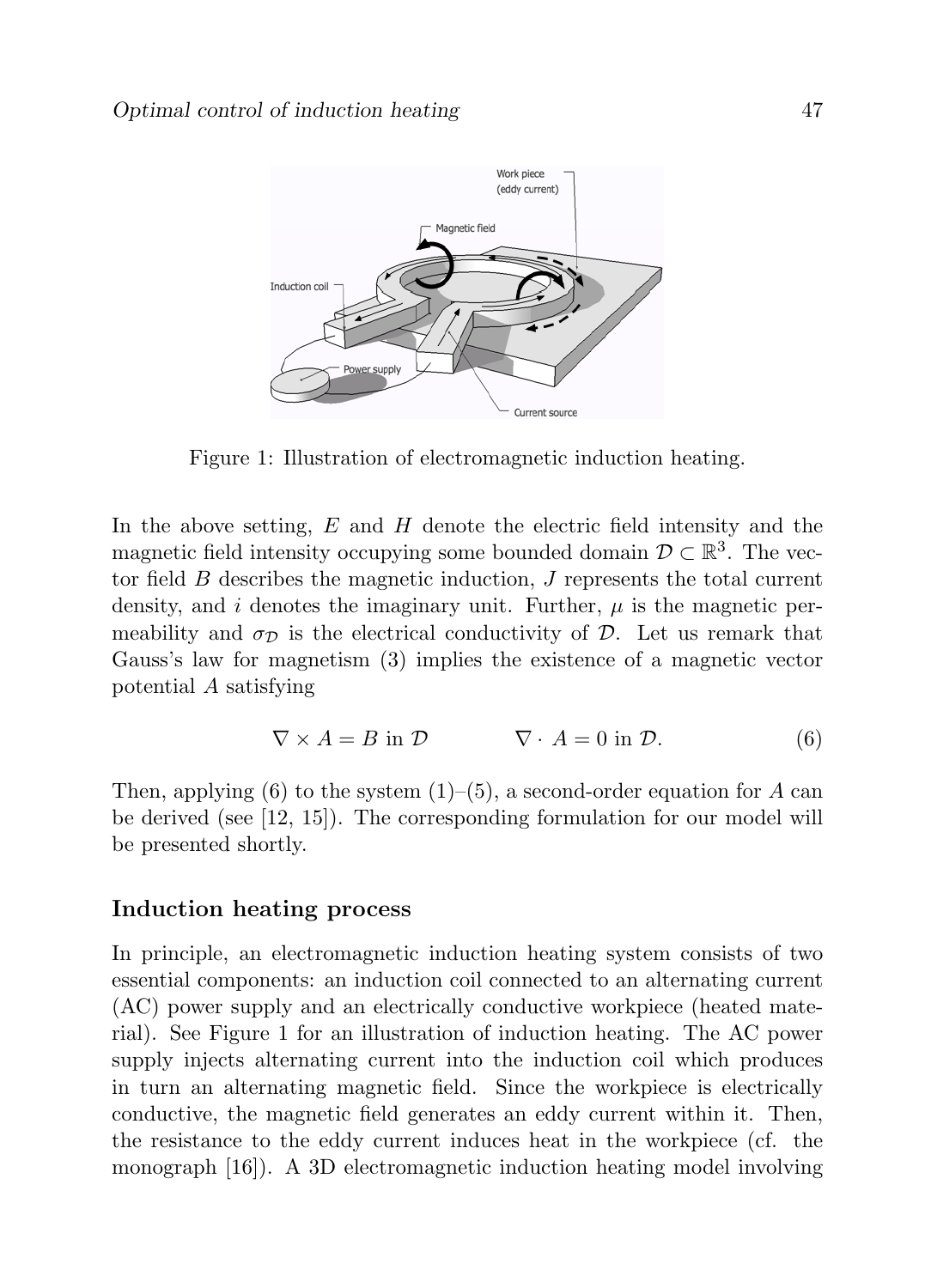Figure 1: Illustration of electromagnetic induction heating.

In the above setting, $E$ and $H$ denote the electric field intensity and the magnetic field intensity occupying some bounded domain $\mathcal{D} \subset \mathbb{R}^3$. The vector field $B$ describes the magnetic induction, $J$ represents the total current density, and $i$ denotes the imaginary unit. Further, $\mu$ is the magnetic permeability and $\sigma_{\mathcal{D}}$ is the electrical conductivity of $\mathcal{D}$. Let us remark that Gauss's law for magnetism (3) implies the existence of a magnetic vector potential $A$ satisfying

$$\nabla \times A = B \text{ in } \mathcal{D} \qquad\qquad \nabla \cdot A = 0 \text{ in } \mathcal{D}. \tag{6}$$

Then, applying (6) to the system (1)–(5), a second-order equation for $A$ can be derived (see [12, 15]). The corresponding formulation for our model will be presented shortly.

## Induction heating process

In principle, an electromagnetic induction heating system consists of two essential components: an induction coil connected to an alternating current (AC) power supply and an electrically conductive workpiece (heated material). See Figure 1 for an illustration of induction heating. The AC power supply injects alternating current into the induction coil which produces in turn an alternating magnetic field. Since the workpiece is electrically conductive, the magnetic field generates an eddy current within it. Then, the resistance to the eddy current induces heat in the workpiece (cf. the monograph [16]). A 3D electromagnetic induction heating model involving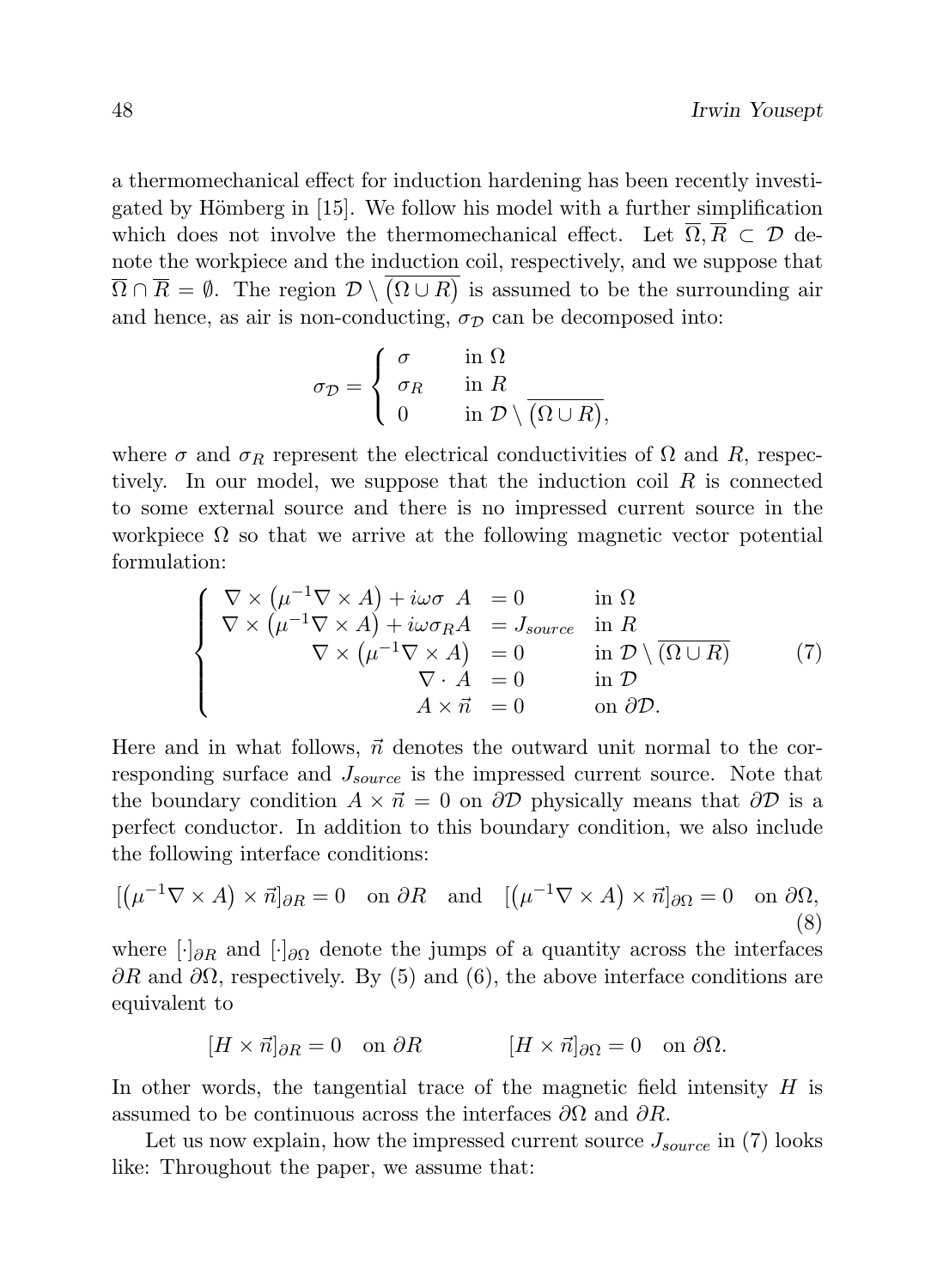a thermomechanical effect for induction hardening has been recently investigated by Hömberg in [15]. We follow his model with a further simplification which does not involve the thermomechanical effect. Let $\overline{\Omega}, \overline{R} \subset \mathcal{D}$ denote the workpiece and the induction coil, respectively, and we suppose that $\overline{\Omega} \cap \overline{R} = \emptyset$. The region $\mathcal{D} \setminus \overline{(\Omega \cup R)}$ is assumed to be the surrounding air and hence, as air is non-conducting, $\sigma_{\mathcal{D}}$ can be decomposed into:

$$
\sigma_{\mathcal{D}} = \begin{cases} \sigma & \text{in } \Omega \\ \sigma_R & \text{in } R \\ 0 & \text{in } \mathcal{D} \setminus \overline{(\Omega \cup R)}, \end{cases}
$$

where $\sigma$ and $\sigma_R$ represent the electrical conductivities of $\Omega$ and $R$, respectively. In our model, we suppose that the induction coil $R$ is connected to some external source and there is no impressed current source in the workpiece $\Omega$ so that we arrive at the following magnetic vector potential formulation:

$$
\begin{cases} \nabla \times \left(\mu^{-1} \nabla \times A\right) + i\omega\sigma \; A &= 0 \quad \text{in } \Omega \\ \nabla \times \left(\mu^{-1} \nabla \times A\right) + i\omega\sigma_R A &= J_{source} \quad \text{in } R \\ \nabla \times \left(\mu^{-1} \nabla \times A\right) &= 0 \quad \text{in } \mathcal{D} \setminus \overline{(\Omega \cup R)} \\ \nabla \cdot A &= 0 \quad \text{in } \mathcal{D} \\ A \times \vec{n} &= 0 \quad \text{on } \partial\mathcal{D}. \end{cases} \tag{7}
$$

Here and in what follows, $\vec{n}$ denotes the outward unit normal to the corresponding surface and $J_{source}$ is the impressed current source. Note that the boundary condition $A \times \vec{n} = 0$ on $\partial\mathcal{D}$ physically means that $\partial\mathcal{D}$ is a perfect conductor. In addition to this boundary condition, we also include the following interface conditions:

$$
[\left(\mu^{-1} \nabla \times A\right) \times \vec{n}]_{\partial R} = 0 \quad \text{on } \partial R \quad \text{and} \quad [\left(\mu^{-1} \nabla \times A\right) \times \vec{n}]_{\partial \Omega} = 0 \quad \text{on } \partial\Omega, \tag{8}
$$

where $[\cdot]_{\partial R}$ and $[\cdot]_{\partial \Omega}$ denote the jumps of a quantity across the interfaces $\partial R$ and $\partial\Omega$, respectively. By (5) and (6), the above interface conditions are equivalent to

$$
[H \times \vec{n}]_{\partial R} = 0 \quad \text{on } \partial R \qquad\qquad [H \times \vec{n}]_{\partial \Omega} = 0 \quad \text{on } \partial\Omega.
$$

In other words, the tangential trace of the magnetic field intensity $H$ is assumed to be continuous across the interfaces $\partial\Omega$ and $\partial R$.

Let us now explain, how the impressed current source $J_{source}$ in (7) looks like: Throughout the paper, we assume that: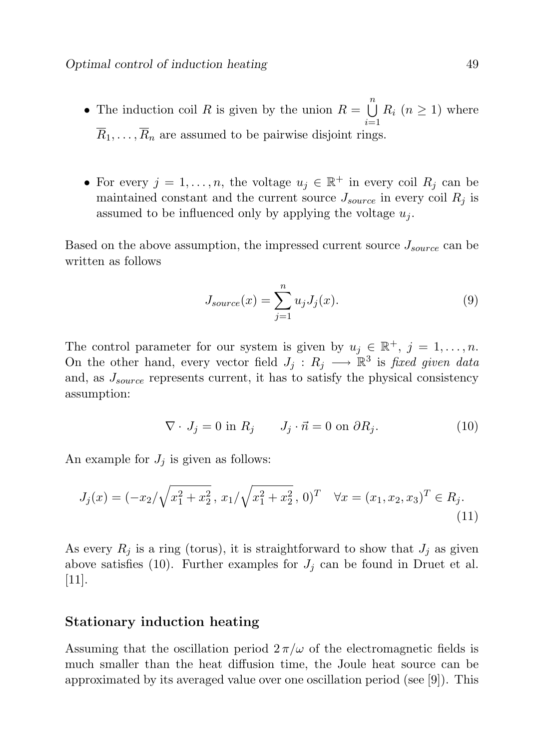- The induction coil $R$ is given by the union $R = \bigcup_{i=1}^{n} R_i$ ($n \geq 1$) where $\overline{R}_1, \ldots, \overline{R}_n$ are assumed to be pairwise disjoint rings.

- For every $j = 1, \ldots, n$, the voltage $u_j \in \mathbb{R}^+$ in every coil $R_j$ can be maintained constant and the current source $J_{source}$ in every coil $R_j$ is assumed to be influenced only by applying the voltage $u_j$.

Based on the above assumption, the impressed current source $J_{source}$ can be written as follows

$$J_{source}(x) = \sum_{j=1}^{n} u_j J_j(x). \tag{9}$$

The control parameter for our system is given by $u_j \in \mathbb{R}^+$, $j = 1, \ldots, n$. On the other hand, every vector field $J_j : R_j \longrightarrow \mathbb{R}^3$ is *fixed given data* and, as $J_{source}$ represents current, it has to satisfy the physical consistency assumption:

$$\nabla \cdot J_j = 0 \text{ in } R_j \qquad J_j \cdot \vec{n} = 0 \text{ on } \partial R_j. \tag{10}$$

An example for $J_j$ is given as follows:

$$J_j(x) = (-x_2/\sqrt{x_1^2 + x_2^2}\,,\, x_1/\sqrt{x_1^2 + x_2^2}\,,\, 0)^T \quad \forall x = (x_1, x_2, x_3)^T \in R_j. \tag{11}$$

As every $R_j$ is a ring (torus), it is straightforward to show that $J_j$ as given above satisfies (10). Further examples for $J_j$ can be found in Druet et al. [11].

### Stationary induction heating

Assuming that the oscillation period $2\,\pi/\omega$ of the electromagnetic fields is much smaller than the heat diffusion time, the Joule heat source can be approximated by its averaged value over one oscillation period (see [9]). This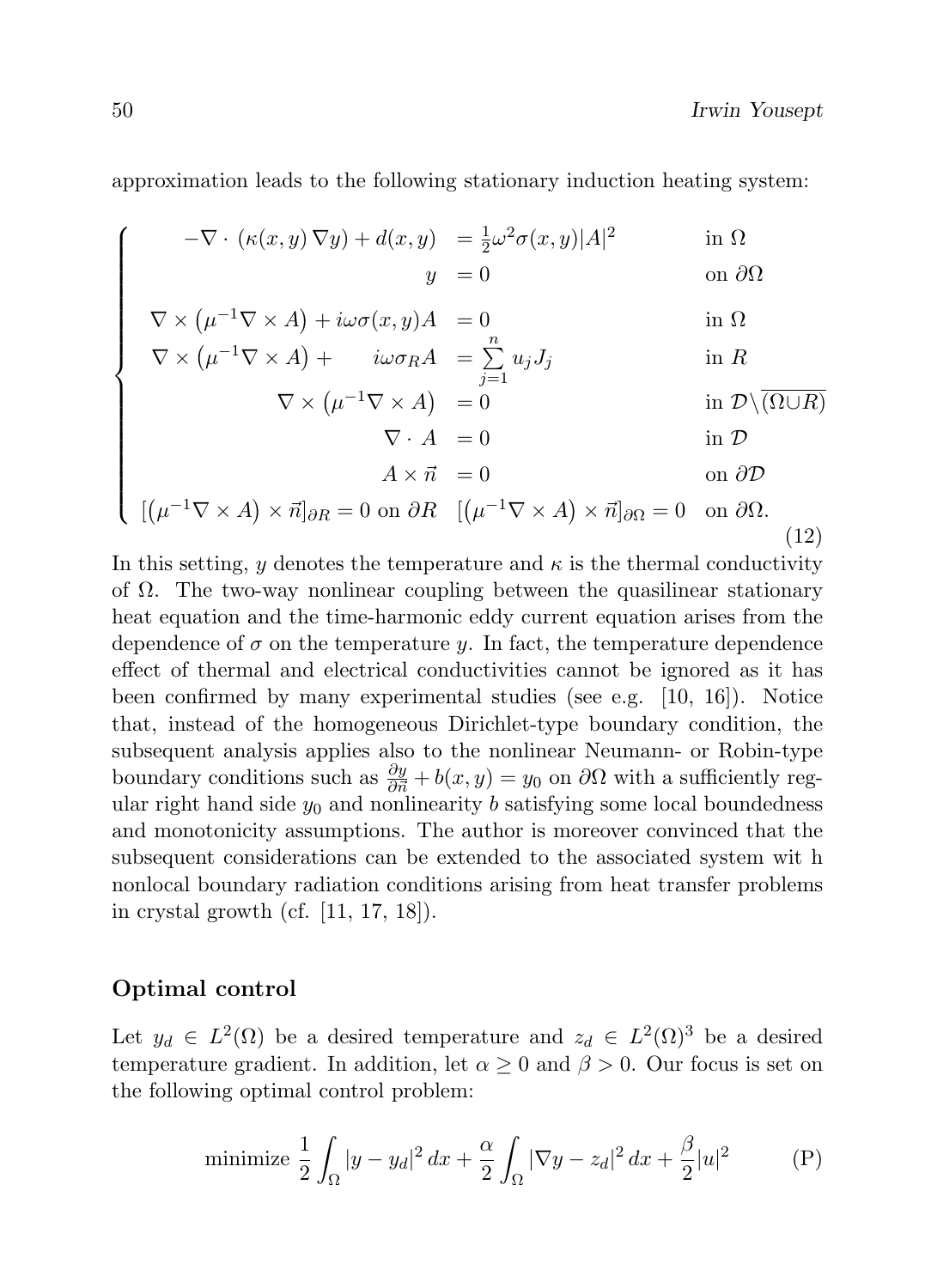approximation leads to the following stationary induction heating system:

$$
\begin{cases}
-\nabla \cdot \left(\kappa(x,y)\,\nabla y\right) + d(x,y) & = \frac{1}{2}\omega^2 \sigma(x,y)|A|^2 & \text{in } \Omega \\
y & = 0 & \text{on } \partial\Omega \\
\nabla \times \left(\mu^{-1}\nabla \times A\right) + i\omega\sigma(x,y)A & = 0 & \text{in } \Omega \\
\nabla \times \left(\mu^{-1}\nabla \times A\right) + \qquad i\omega\sigma_R A & = \sum_{j=1}^{n} u_j J_j & \text{in } R \\
\nabla \times \left(\mu^{-1}\nabla \times A\right) & = 0 & \text{in } \mathcal{D}\backslash\overline{(\Omega \cup R)} \\
\nabla \cdot A & = 0 & \text{in } \mathcal{D} \\
A \times \vec{n} & = 0 & \text{on } \partial\mathcal{D} \\
[\left(\mu^{-1}\nabla \times A\right) \times \vec{n}]_{\partial R} = 0 \text{ on } \partial R \quad [\left(\mu^{-1}\nabla \times A\right) \times \vec{n}]_{\partial\Omega} & = 0 & \text{on } \partial\Omega.
\end{cases}
\tag{12}
$$

In this setting, $y$ denotes the temperature and $\kappa$ is the thermal conductivity of $\Omega$. The two-way nonlinear coupling between the quasilinear stationary heat equation and the time-harmonic eddy current equation arises from the dependence of $\sigma$ on the temperature $y$. In fact, the temperature dependence effect of thermal and electrical conductivities cannot be ignored as it has been confirmed by many experimental studies (see e.g. [10, 16]). Notice that, instead of the homogeneous Dirichlet-type boundary condition, the subsequent analysis applies also to the nonlinear Neumann- or Robin-type boundary conditions such as $\frac{\partial y}{\partial \vec{n}} + b(x,y) = y_0$ on $\partial\Omega$ with a sufficiently regular right hand side $y_0$ and nonlinearity $b$ satisfying some local boundedness and monotonicity assumptions. The author is moreover convinced that the subsequent considerations can be extended to the associated system wit h nonlocal boundary radiation conditions arising from heat transfer problems in crystal growth (cf. [11, 17, 18]).

## Optimal control

Let $y_d \in L^2(\Omega)$ be a desired temperature and $z_d \in L^2(\Omega)^3$ be a desired temperature gradient. In addition, let $\alpha \geq 0$ and $\beta > 0$. Our focus is set on the following optimal control problem:

$$
\text{minimize } \frac{1}{2}\int_\Omega |y - y_d|^2\,dx + \frac{\alpha}{2}\int_\Omega |\nabla y - z_d|^2\,dx + \frac{\beta}{2}|u|^2 \tag{P}
$$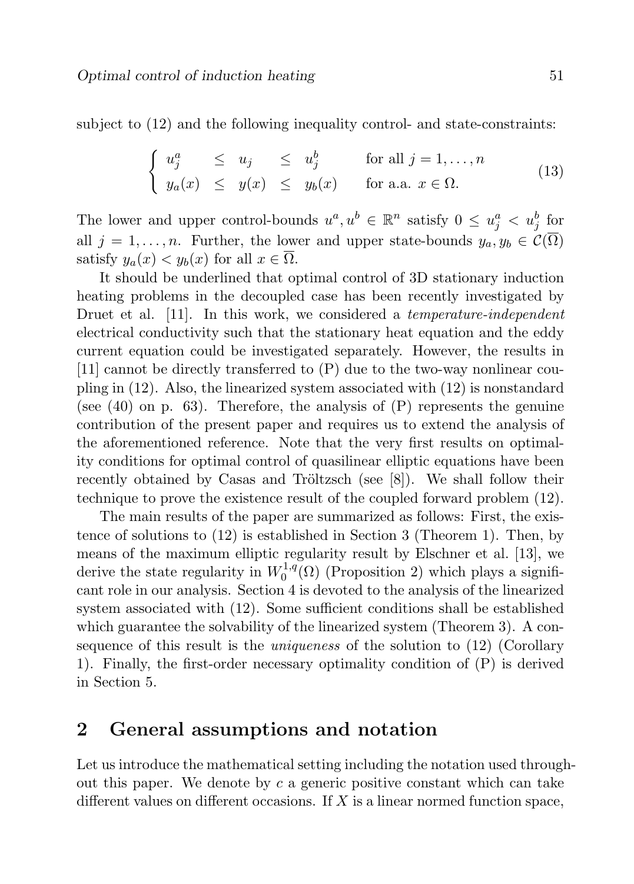subject to (12) and the following inequality control- and state-constraints:

$$\begin{cases} u_j^a & \leq & u_j & \leq & u_j^b & \text{for all } j = 1, \ldots, n \\ y_a(x) & \leq & y(x) & \leq & y_b(x) & \text{for a.a. } x \in \Omega. \end{cases} \tag{13}$$

The lower and upper control-bounds $u^a, u^b \in \mathbb{R}^n$ satisfy $0 \leq u_j^a < u_j^b$ for all $j = 1, \ldots, n$. Further, the lower and upper state-bounds $y_a, y_b \in \mathcal{C}(\overline{\Omega})$ satisfy $y_a(x) < y_b(x)$ for all $x \in \overline{\Omega}$.

It should be underlined that optimal control of 3D stationary induction heating problems in the decoupled case has been recently investigated by Druet et al. [11]. In this work, we considered a *temperature-independent* electrical conductivity such that the stationary heat equation and the eddy current equation could be investigated separately. However, the results in [11] cannot be directly transferred to (P) due to the two-way nonlinear coupling in (12). Also, the linearized system associated with (12) is nonstandard (see (40) on p. 63). Therefore, the analysis of (P) represents the genuine contribution of the present paper and requires us to extend the analysis of the aforementioned reference. Note that the very first results on optimality conditions for optimal control of quasilinear elliptic equations have been recently obtained by Casas and Tröltzsch (see [8]). We shall follow their technique to prove the existence result of the coupled forward problem (12).

The main results of the paper are summarized as follows: First, the existence of solutions to (12) is established in Section 3 (Theorem 1). Then, by means of the maximum elliptic regularity result by Elschner et al. [13], we derive the state regularity in $W_0^{1,q}(\Omega)$ (Proposition 2) which plays a significant role in our analysis. Section 4 is devoted to the analysis of the linearized system associated with (12). Some sufficient conditions shall be established which guarantee the solvability of the linearized system (Theorem 3). A consequence of this result is the *uniqueness* of the solution to (12) (Corollary 1). Finally, the first-order necessary optimality condition of (P) is derived in Section 5.

## 2 General assumptions and notation

Let us introduce the mathematical setting including the notation used throughout this paper. We denote by $c$ a generic positive constant which can take different values on different occasions. If $X$ is a linear normed function space,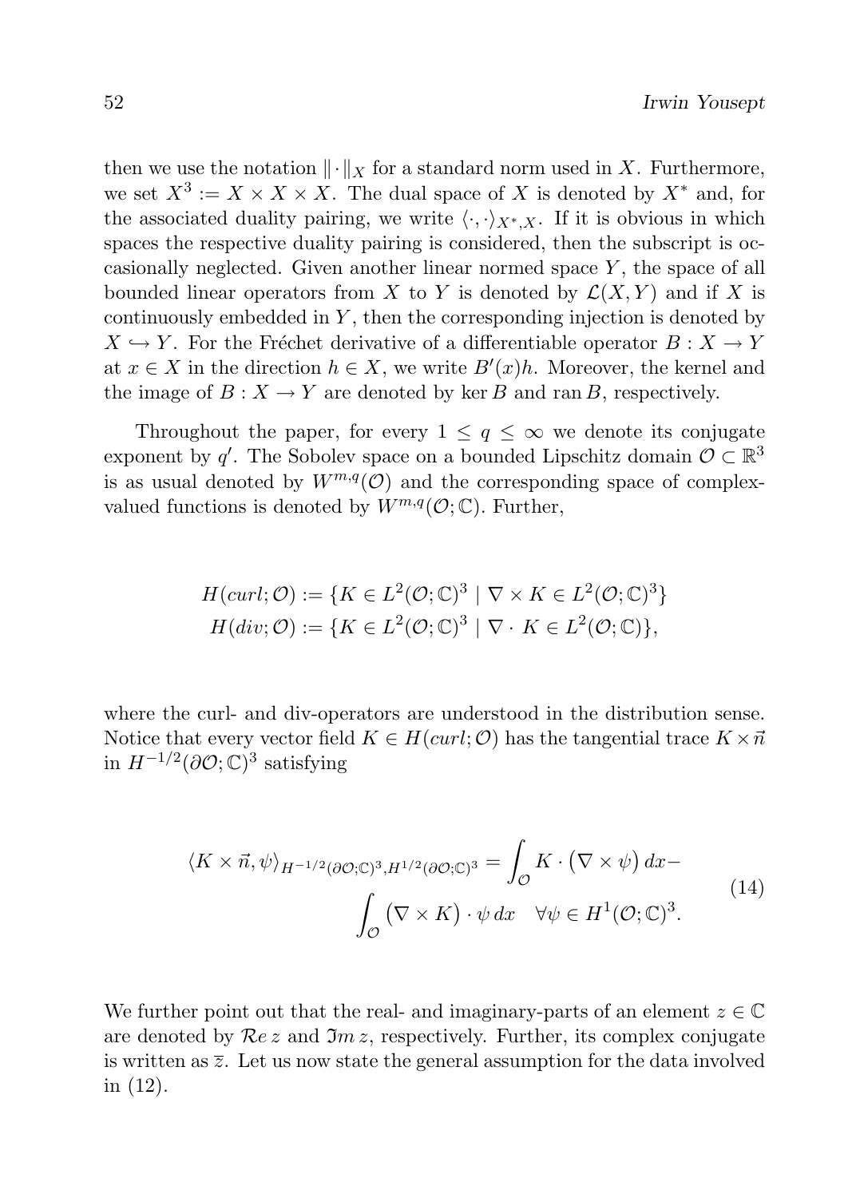then we use the notation $\|\cdot\|_X$ for a standard norm used in $X$. Furthermore, we set $X^3 := X \times X \times X$. The dual space of $X$ is denoted by $X^*$ and, for the associated duality pairing, we write $\langle \cdot, \cdot \rangle_{X^*,X}$. If it is obvious in which spaces the respective duality pairing is considered, then the subscript is occasionally neglected. Given another linear normed space $Y$, the space of all bounded linear operators from $X$ to $Y$ is denoted by $\mathcal{L}(X, Y)$ and if $X$ is continuously embedded in $Y$, then the corresponding injection is denoted by $X \hookrightarrow Y$. For the Fréchet derivative of a differentiable operator $B : X \to Y$ at $x \in X$ in the direction $h \in X$, we write $B'(x)h$. Moreover, the kernel and the image of $B : X \to Y$ are denoted by $\ker B$ and $\operatorname{ran} B$, respectively.

Throughout the paper, for every $1 \leq q \leq \infty$ we denote its conjugate exponent by $q'$. The Sobolev space on a bounded Lipschitz domain $\mathcal{O} \subset \mathbb{R}^3$ is as usual denoted by $W^{m,q}(\mathcal{O})$ and the corresponding space of complex-valued functions is denoted by $W^{m,q}(\mathcal{O}; \mathbb{C})$. Further,

$$
\begin{aligned}
H(curl; \mathcal{O}) &:= \{K \in L^2(\mathcal{O}; \mathbb{C})^3 \mid \nabla \times K \in L^2(\mathcal{O}; \mathbb{C})^3\} \\
H(div; \mathcal{O}) &:= \{K \in L^2(\mathcal{O}; \mathbb{C})^3 \mid \nabla \cdot K \in L^2(\mathcal{O}; \mathbb{C})\},
\end{aligned}
$$

where the curl- and div-operators are understood in the distribution sense. Notice that every vector field $K \in H(curl; \mathcal{O})$ has the tangential trace $K \times \vec{n}$ in $H^{-1/2}(\partial\mathcal{O}; \mathbb{C})^3$ satisfying

$$
\begin{aligned}
\langle K \times \vec{n}, \psi \rangle_{H^{-1/2}(\partial\mathcal{O};\mathbb{C})^3, H^{1/2}(\partial\mathcal{O};\mathbb{C})^3} = \int_{\mathcal{O}} K \cdot \big(\nabla \times \psi\big)\, dx - \\
\int_{\mathcal{O}} \big(\nabla \times K\big) \cdot \psi \, dx \quad \forall \psi \in H^1(\mathcal{O}; \mathbb{C})^3.
\end{aligned}
\tag{14}
$$

We further point out that the real- and imaginary-parts of an element $z \in \mathbb{C}$ are denoted by $\mathcal{R}e\, z$ and $\mathfrak{I}m\, z$, respectively. Further, its complex conjugate is written as $\overline{z}$. Let us now state the general assumption for the data involved in (12).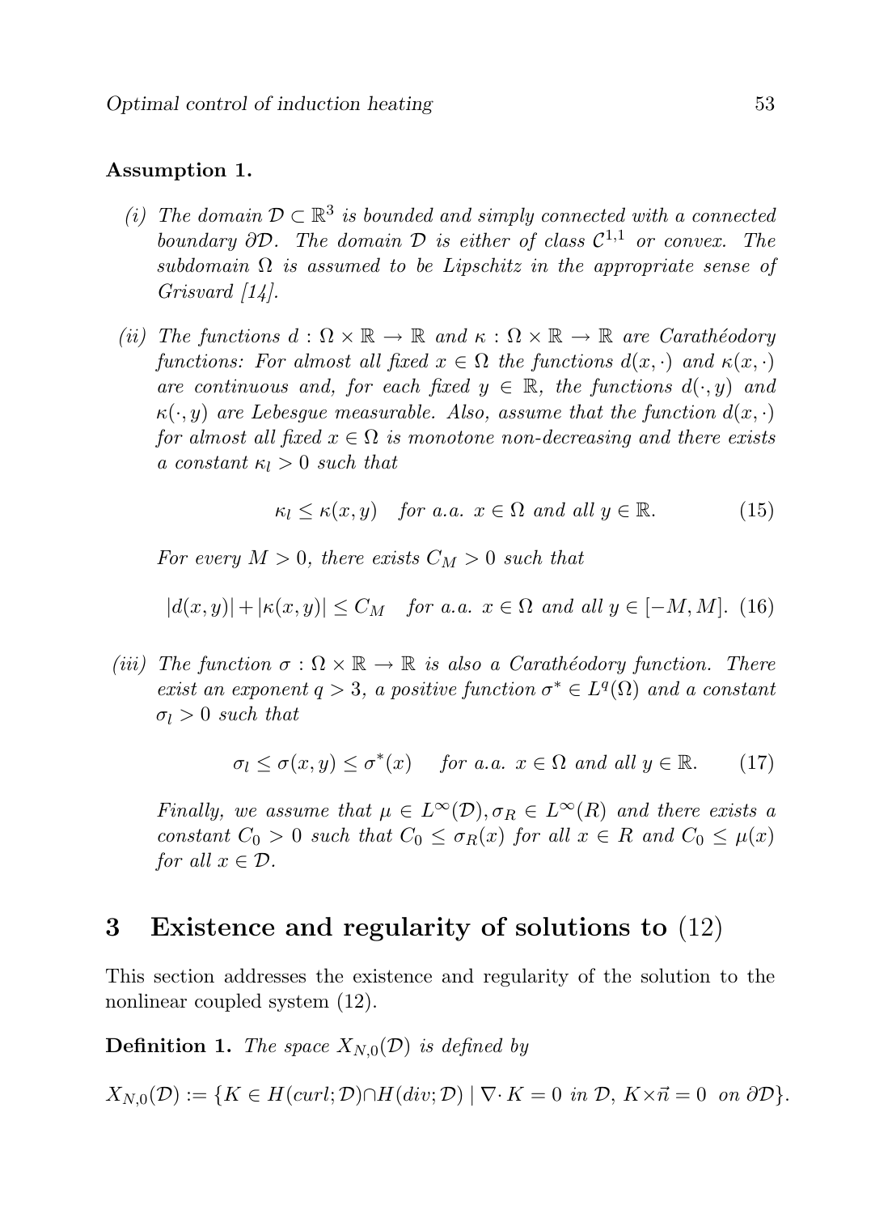**Assumption 1.**

*(i) The domain $\mathcal{D} \subset \mathbb{R}^3$ is bounded and simply connected with a connected boundary $\partial\mathcal{D}$. The domain $\mathcal{D}$ is either of class $\mathcal{C}^{1,1}$ or convex. The subdomain $\Omega$ is assumed to be Lipschitz in the appropriate sense of Grisvard [14].*

*(ii) The functions $d : \Omega \times \mathbb{R} \to \mathbb{R}$ and $\kappa : \Omega \times \mathbb{R} \to \mathbb{R}$ are Carathéodory functions: For almost all fixed $x \in \Omega$ the functions $d(x, \cdot)$ and $\kappa(x, \cdot)$ are continuous and, for each fixed $y \in \mathbb{R}$, the functions $d(\cdot, y)$ and $\kappa(\cdot, y)$ are Lebesgue measurable. Also, assume that the function $d(x, \cdot)$ for almost all fixed $x \in \Omega$ is monotone non-decreasing and there exists a constant $\kappa_l > 0$ such that*

$$\kappa_l \le \kappa(x, y) \quad \text{for a.a. } x \in \Omega \text{ and all } y \in \mathbb{R}. \tag{15}$$

*For every $M > 0$, there exists $C_M > 0$ such that*

$$|d(x, y)| + |\kappa(x, y)| \le C_M \quad \text{for a.a. } x \in \Omega \text{ and all } y \in [-M, M]. \tag{16}$$

*(iii) The function $\sigma : \Omega \times \mathbb{R} \to \mathbb{R}$ is also a Carathéodory function. There exist an exponent $q > 3$, a positive function $\sigma^* \in L^q(\Omega)$ and a constant $\sigma_l > 0$ such that*

$$\sigma_l \le \sigma(x, y) \le \sigma^*(x) \quad \text{for a.a. } x \in \Omega \text{ and all } y \in \mathbb{R}. \tag{17}$$

*Finally, we assume that $\mu \in L^\infty(\mathcal{D}), \sigma_R \in L^\infty(R)$ and there exists a constant $C_0 > 0$ such that $C_0 \le \sigma_R(x)$ for all $x \in R$ and $C_0 \le \mu(x)$ for all $x \in \mathcal{D}$.*

## 3 Existence and regularity of solutions to (12)

This section addresses the existence and regularity of the solution to the nonlinear coupled system (12).

**Definition 1.** *The space $X_{N,0}(\mathcal{D})$ is defined by*

$$X_{N,0}(\mathcal{D}) := \{K \in H(curl; \mathcal{D}) \cap H(div; \mathcal{D}) \mid \nabla \cdot K = 0 \text{ in } \mathcal{D},\ K \times \vec{n} = 0 \text{ on } \partial\mathcal{D}\}.$$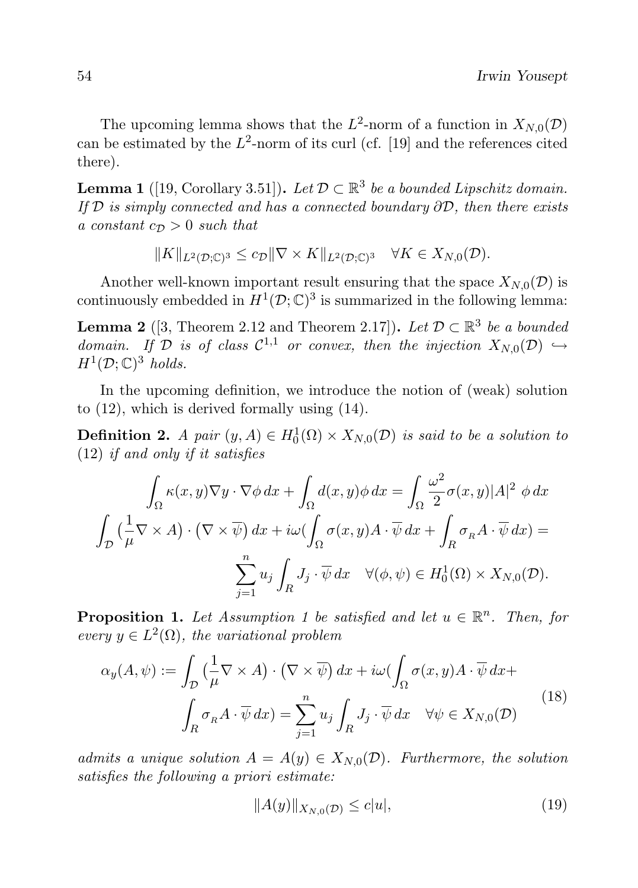The upcoming lemma shows that the $L^2$-norm of a function in $X_{N,0}(\mathcal{D})$ can be estimated by the $L^2$-norm of its curl (cf. [19] and the references cited there).

**Lemma 1** ([19, Corollary 3.51])**.** *Let $\mathcal{D} \subset \mathbb{R}^3$ be a bounded Lipschitz domain. If $\mathcal{D}$ is simply connected and has a connected boundary $\partial\mathcal{D}$, then there exists a constant $c_{\mathcal{D}} > 0$ such that*

$$\|K\|_{L^2(\mathcal{D};\mathbb{C})^3} \leq c_{\mathcal{D}} \|\nabla \times K\|_{L^2(\mathcal{D};\mathbb{C})^3} \quad \forall K \in X_{N,0}(\mathcal{D}).$$

Another well-known important result ensuring that the space $X_{N,0}(\mathcal{D})$ is continuously embedded in $H^1(\mathcal{D};\mathbb{C})^3$ is summarized in the following lemma:

**Lemma 2** ([3, Theorem 2.12 and Theorem 2.17])**.** *Let $\mathcal{D} \subset \mathbb{R}^3$ be a bounded domain. If $\mathcal{D}$ is of class $\mathcal{C}^{1,1}$ or convex, then the injection $X_{N,0}(\mathcal{D}) \hookrightarrow H^1(\mathcal{D};\mathbb{C})^3$ holds.*

In the upcoming definition, we introduce the notion of (weak) solution to (12), which is derived formally using (14).

**Definition 2.** *A pair $(y, A) \in H_0^1(\Omega) \times X_{N,0}(\mathcal{D})$ is said to be a solution to (12) if and only if it satisfies*

$$\int_\Omega \kappa(x,y)\nabla y \cdot \nabla\phi \, dx + \int_\Omega d(x,y)\phi \, dx = \int_\Omega \frac{\omega^2}{2}\sigma(x,y)|A|^2 \; \phi \, dx$$

$$\int_{\mathcal{D}} \big(\frac{1}{\mu}\nabla \times A\big) \cdot \big(\nabla \times \overline{\psi}\big) \, dx + i\omega\big(\int_\Omega \sigma(x,y) A \cdot \overline{\psi} \, dx + \int_R \sigma_R A \cdot \overline{\psi} \, dx\big) =$$
$$\sum_{j=1}^n u_j \int_R J_j \cdot \overline{\psi} \, dx \quad \forall (\phi, \psi) \in H_0^1(\Omega) \times X_{N,0}(\mathcal{D}).$$

**Proposition 1.** *Let Assumption 1 be satisfied and let $u \in \mathbb{R}^n$. Then, for every $y \in L^2(\Omega)$, the variational problem*

$$\begin{aligned} \alpha_y(A,\psi) := \int_{\mathcal{D}} \big(\frac{1}{\mu}\nabla \times A\big) \cdot \big(\nabla \times \overline{\psi}\big) \, dx + i\omega\big(\int_\Omega \sigma(x,y) A \cdot \overline{\psi} \, dx + \\ \int_R \sigma_R A \cdot \overline{\psi} \, dx\big) = \sum_{j=1}^n u_j \int_R J_j \cdot \overline{\psi} \, dx \quad \forall \psi \in X_{N,0}(\mathcal{D}) \end{aligned} \tag{18}$$

*admits a unique solution $A = A(y) \in X_{N,0}(\mathcal{D})$. Furthermore, the solution satisfies the following a priori estimate:*

$$\|A(y)\|_{X_{N,0}(\mathcal{D})} \leq c|u|, \tag{19}$$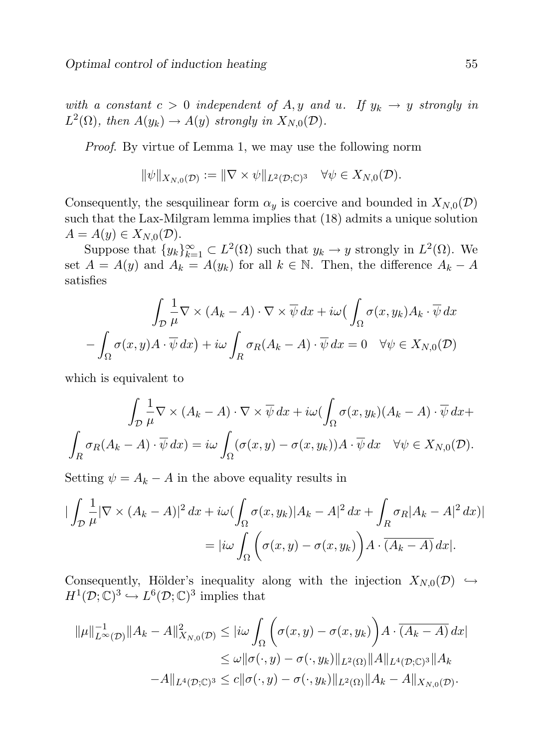*with a constant $c > 0$ independent of $A, y$ and $u$. If $y_k \to y$ strongly in $L^2(\Omega)$, then $A(y_k) \to A(y)$ strongly in $X_{N,0}(\mathcal{D})$.*

*Proof.* By virtue of Lemma 1, we may use the following norm

$$\|\psi\|_{X_{N,0}(\mathcal{D})} := \|\nabla \times \psi\|_{L^2(\mathcal{D};\mathbb{C})^3} \quad \forall \psi \in X_{N,0}(\mathcal{D}).$$

Consequently, the sesquilinear form $\alpha_y$ is coercive and bounded in $X_{N,0}(\mathcal{D})$ such that the Lax-Milgram lemma implies that (18) admits a unique solution $A = A(y) \in X_{N,0}(\mathcal{D})$.

Suppose that $\{y_k\}_{k=1}^{\infty} \subset L^2(\Omega)$ such that $y_k \to y$ strongly in $L^2(\Omega)$. We set $A = A(y)$ and $A_k = A(y_k)$ for all $k \in \mathbb{N}$. Then, the difference $A_k - A$ satisfies

$$\int_{\mathcal{D}} \frac{1}{\mu} \nabla \times (A_k - A) \cdot \nabla \times \overline{\psi}\, dx + i\omega \Big( \int_{\Omega} \sigma(x, y_k) A_k \cdot \overline{\psi}\, dx - \int_{\Omega} \sigma(x, y) A \cdot \overline{\psi}\, dx \Big) + i\omega \int_{R} \sigma_R (A_k - A) \cdot \overline{\psi}\, dx = 0 \quad \forall \psi \in X_{N,0}(\mathcal{D})$$

which is equivalent to

$$\int_{\mathcal{D}} \frac{1}{\mu} \nabla \times (A_k - A) \cdot \nabla \times \overline{\psi}\, dx + i\omega \Big( \int_{\Omega} \sigma(x, y_k)(A_k - A) \cdot \overline{\psi}\, dx + \int_{R} \sigma_R (A_k - A) \cdot \overline{\psi}\, dx \Big) = i\omega \int_{\Omega} (\sigma(x, y) - \sigma(x, y_k)) A \cdot \overline{\psi}\, dx \quad \forall \psi \in X_{N,0}(\mathcal{D}).$$

Setting $\psi = A_k - A$ in the above equality results in

$$\Big| \int_{\mathcal{D}} \frac{1}{\mu} |\nabla \times (A_k - A)|^2\, dx + i\omega \Big( \int_{\Omega} \sigma(x, y_k) |A_k - A|^2\, dx + \int_{R} \sigma_R |A_k - A|^2\, dx \Big) \Big| = \Big| i\omega \int_{\Omega} \Big( \sigma(x, y) - \sigma(x, y_k) \Big) A \cdot \overline{(A_k - A)}\, dx \Big|.$$

Consequently, Hölder's inequality along with the injection $X_{N,0}(\mathcal{D}) \hookrightarrow H^1(\mathcal{D};\mathbb{C})^3 \hookrightarrow L^6(\mathcal{D};\mathbb{C})^3$ implies that

$$\begin{aligned}
\|\mu\|_{L^\infty(\mathcal{D})}^{-1} \|A_k - A\|_{X_{N,0}(\mathcal{D})}^2 &\leq \Big| i\omega \int_{\Omega} \Big( \sigma(x, y) - \sigma(x, y_k) \Big) A \cdot \overline{(A_k - A)}\, dx \Big| \\
&\leq \omega \|\sigma(\cdot, y) - \sigma(\cdot, y_k)\|_{L^2(\Omega)} \|A\|_{L^4(\mathcal{D};\mathbb{C})^3} \|A_k - A\|_{L^4(\mathcal{D};\mathbb{C})^3} \leq c \|\sigma(\cdot, y) - \sigma(\cdot, y_k)\|_{L^2(\Omega)} \|A_k - A\|_{X_{N,0}(\mathcal{D})}.
\end{aligned}$$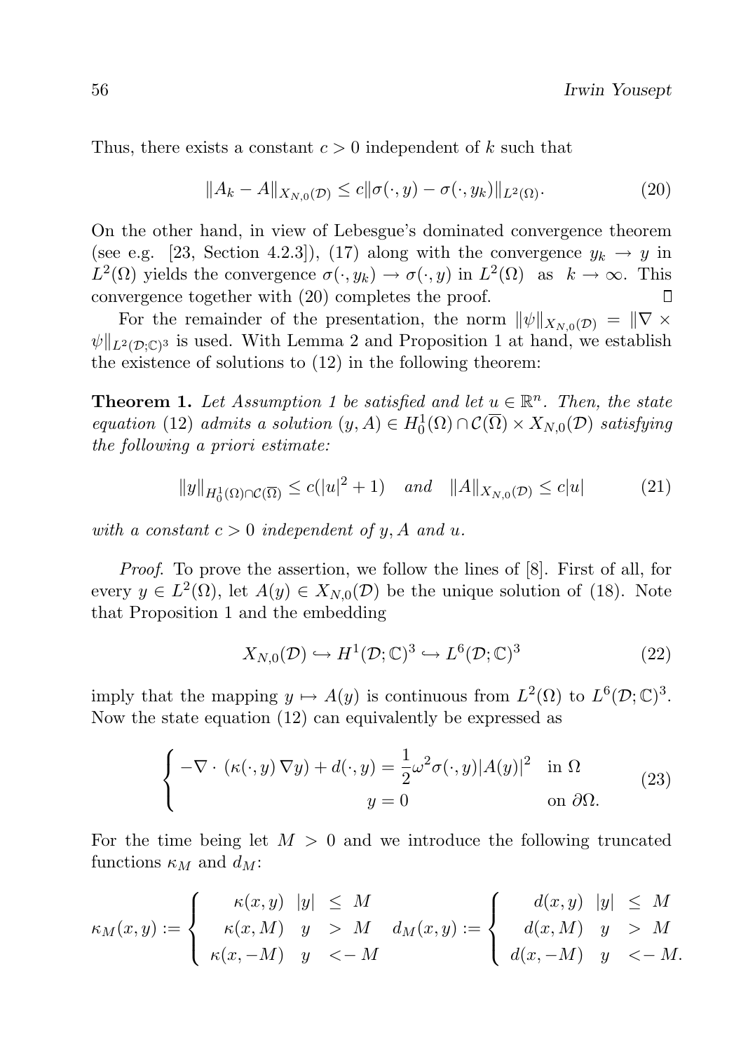Thus, there exists a constant $c > 0$ independent of $k$ such that

$$\|A_k - A\|_{X_{N,0}(\mathcal{D})} \leq c\|\sigma(\cdot, y) - \sigma(\cdot, y_k)\|_{L^2(\Omega)}. \tag{20}$$

On the other hand, in view of Lebesgue's dominated convergence theorem (see e.g. [23, Section 4.2.3]), (17) along with the convergence $y_k \to y$ in $L^2(\Omega)$ yields the convergence $\sigma(\cdot, y_k) \to \sigma(\cdot, y)$ in $L^2(\Omega)$ as $k \to \infty$. This convergence together with (20) completes the proof. □

For the remainder of the presentation, the norm $\|\psi\|_{X_{N,0}(\mathcal{D})} = \|\nabla \times \psi\|_{L^2(\mathcal{D};\mathbb{C})^3}$ is used. With Lemma 2 and Proposition 1 at hand, we establish the existence of solutions to (12) in the following theorem:

**Theorem 1.** *Let Assumption 1 be satisfied and let $u \in \mathbb{R}^n$. Then, the state equation* (12) *admits a solution $(y, A) \in H_0^1(\Omega) \cap \mathcal{C}(\overline{\Omega}) \times X_{N,0}(\mathcal{D})$ satisfying the following a priori estimate:*

$$\|y\|_{H_0^1(\Omega)\cap\mathcal{C}(\overline{\Omega})} \leq c(|u|^2 + 1) \quad \textit{and} \quad \|A\|_{X_{N,0}(\mathcal{D})} \leq c|u| \tag{21}$$

*with a constant $c > 0$ independent of $y, A$ and $u$.*

*Proof.* To prove the assertion, we follow the lines of [8]. First of all, for every $y \in L^2(\Omega)$, let $A(y) \in X_{N,0}(\mathcal{D})$ be the unique solution of (18). Note that Proposition 1 and the embedding

$$X_{N,0}(\mathcal{D}) \hookrightarrow H^1(\mathcal{D}; \mathbb{C})^3 \hookrightarrow L^6(\mathcal{D}; \mathbb{C})^3 \tag{22}$$

imply that the mapping $y \mapsto A(y)$ is continuous from $L^2(\Omega)$ to $L^6(\mathcal{D}; \mathbb{C})^3$. Now the state equation (12) can equivalently be expressed as

$$\begin{cases} -\nabla \cdot (\kappa(\cdot, y)\,\nabla y) + d(\cdot, y) = \dfrac{1}{2}\omega^2 \sigma(\cdot, y)|A(y)|^2 & \text{in } \Omega \\ \qquad\qquad\qquad\qquad\quad y = 0 & \text{on } \partial\Omega. \end{cases} \tag{23}$$

For the time being let $M > 0$ and we introduce the following truncated functions $\kappa_M$ and $d_M$:

$$\kappa_M(x, y) := \begin{cases} \kappa(x, y) & |y| \leq M \\ \kappa(x, M) & y > M \\ \kappa(x, -M) & y < -M \end{cases} \quad d_M(x, y) := \begin{cases} d(x, y) & |y| \leq M \\ d(x, M) & y > M \\ d(x, -M) & y < -M. \end{cases}$$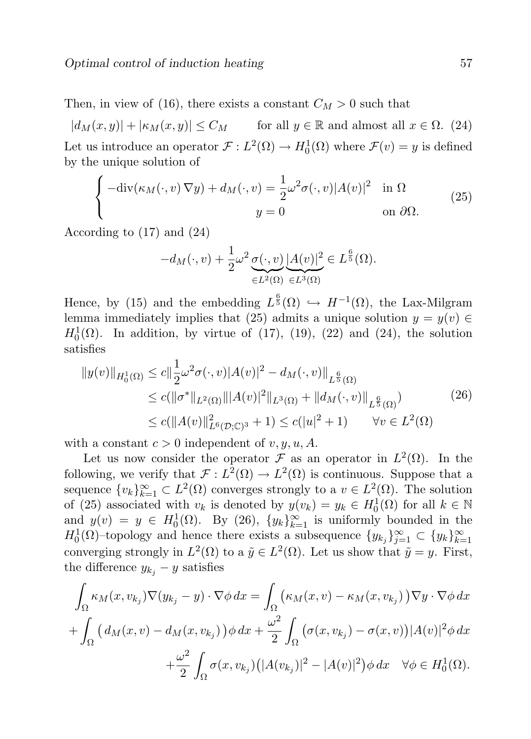Then, in view of (16), there exists a constant $C_M > 0$ such that

$$|d_M(x,y)| + |\kappa_M(x,y)| \le C_M \qquad \text{for all } y \in \mathbb{R} \text{ and almost all } x \in \Omega. \quad (24)$$

Let us introduce an operator $\mathcal{F} : L^2(\Omega) \to H_0^1(\Omega)$ where $\mathcal{F}(v) = y$ is defined by the unique solution of

$$\begin{cases} -\operatorname{div}(\kappa_M(\cdot,v)\,\nabla y) + d_M(\cdot,v) = \dfrac{1}{2}\omega^2\sigma(\cdot,v)|A(v)|^2 & \text{in } \Omega \\ \qquad\qquad\qquad\qquad\qquad\quad y = 0 & \text{on } \partial\Omega. \end{cases} \quad (25)$$

According to (17) and (24)

$$-d_M(\cdot,v) + \frac{1}{2}\omega^2 \underbrace{\sigma(\cdot,v)}_{\in L^2(\Omega)}\underbrace{|A(v)|^2}_{\in L^3(\Omega)} \in L^{\frac{6}{5}}(\Omega).$$

Hence, by (15) and the embedding $L^{\frac{6}{5}}(\Omega) \hookrightarrow H^{-1}(\Omega)$, the Lax-Milgram lemma immediately implies that (25) admits a unique solution $y = y(v) \in H_0^1(\Omega)$. In addition, by virtue of (17), (19), (22) and (24), the solution satisfies

$$\begin{aligned} \|y(v)\|_{H_0^1(\Omega)} &\le c\|\frac{1}{2}\omega^2\sigma(\cdot,v)|A(v)|^2 - d_M(\cdot,v)\|_{L^{\frac{6}{5}}(\Omega)} \\ &\le c(\|\sigma^*\|_{L^2(\Omega)}\||A(v)|^2\|_{L^3(\Omega)} + \|d_M(\cdot,v)\|_{L^{\frac{6}{5}}(\Omega)}) \\ &\le c(\|A(v)\|^2_{L^6(\mathcal{D};\mathbb{C})^3} + 1) \le c(|u|^2 + 1) \qquad \forall v \in L^2(\Omega) \end{aligned} \quad (26)$$

with a constant $c > 0$ independent of $v, y, u, A$.

Let us now consider the operator $\mathcal{F}$ as an operator in $L^2(\Omega)$. In the following, we verify that $\mathcal{F} : L^2(\Omega) \to L^2(\Omega)$ is continuous. Suppose that a sequence $\{v_k\}_{k=1}^\infty \subset L^2(\Omega)$ converges strongly to a $v \in L^2(\Omega)$. The solution of (25) associated with $v_k$ is denoted by $y(v_k) = y_k \in H_0^1(\Omega)$ for all $k \in \mathbb{N}$ and $y(v) = y \in H_0^1(\Omega)$. By (26), $\{y_k\}_{k=1}^\infty$ is uniformly bounded in the $H_0^1(\Omega)$–topology and hence there exists a subsequence $\{y_{k_j}\}_{j=1}^\infty \subset \{y_k\}_{k=1}^\infty$ converging strongly in $L^2(\Omega)$ to a $\tilde{y} \in L^2(\Omega)$. Let us show that $\tilde{y} = y$. First, the difference $y_{k_j} - y$ satisfies

$$\begin{aligned} \int_\Omega \kappa_M(x,v_{k_j})\nabla(y_{k_j} - y)\cdot\nabla\phi\,dx &= \int_\Omega \big(\kappa_M(x,v) - \kappa_M(x,v_{k_j})\big)\nabla y\cdot\nabla\phi\,dx \\ + \int_\Omega \big(\,d_M(x,v) - d_M(x,v_{k_j})\big)\phi\,dx &+ \frac{\omega^2}{2}\int_\Omega \big(\sigma(x,v_{k_j}) - \sigma(x,v)\big)|A(v)|^2\phi\,dx \\ &+ \frac{\omega^2}{2}\int_\Omega \sigma(x,v_{k_j})\big(|A(v_{k_j})|^2 - |A(v)|^2\big)\phi\,dx \quad \forall \phi \in H_0^1(\Omega). \end{aligned}$$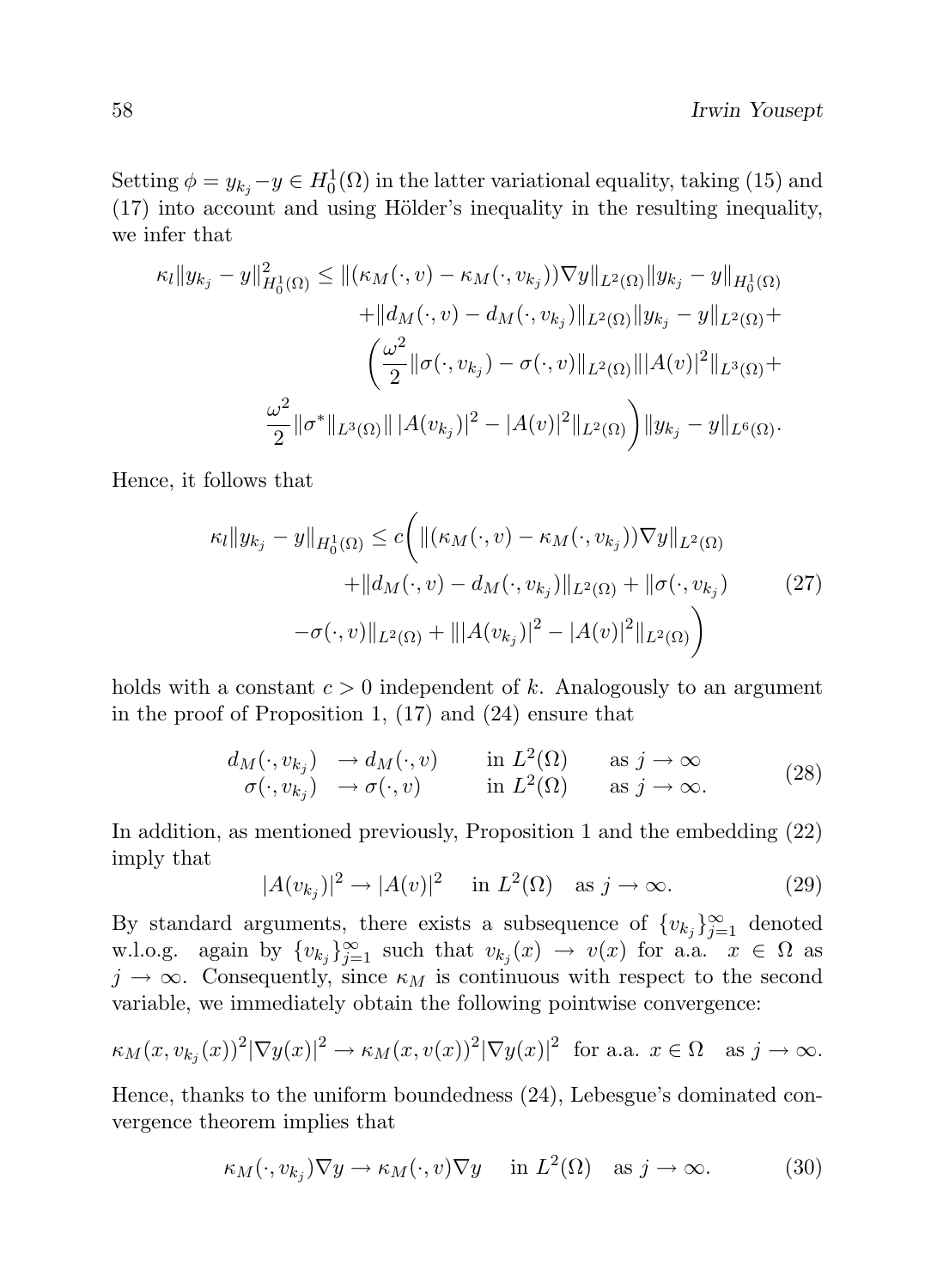Setting $\phi = y_{k_j} - y \in H_0^1(\Omega)$ in the latter variational equality, taking (15) and (17) into account and using Hölder's inequality in the resulting inequality, we infer that

$$
\begin{aligned}
\kappa_l \|y_{k_j} - y\|^2_{H_0^1(\Omega)} \leq \|(\kappa_M(\cdot, v) - \kappa_M(\cdot, v_{k_j}))\nabla y\|_{L^2(\Omega)} \|y_{k_j} - y\|_{H_0^1(\Omega)} \\
+ \|d_M(\cdot, v) - d_M(\cdot, v_{k_j})\|_{L^2(\Omega)} \|y_{k_j} - y\|_{L^2(\Omega)} + \\
\bigg( \frac{\omega^2}{2} \|\sigma(\cdot, v_{k_j}) - \sigma(\cdot, v)\|_{L^2(\Omega)} \||A(v)|^2\|_{L^3(\Omega)} + \\
\frac{\omega^2}{2} \|\sigma^*\|_{L^3(\Omega)} \| \, |A(v_{k_j})|^2 - |A(v)|^2 \|_{L^2(\Omega)} \bigg) \|y_{k_j} - y\|_{L^6(\Omega)}.
\end{aligned}
$$

Hence, it follows that

$$
\begin{aligned}
\kappa_l \|y_{k_j} - y\|_{H_0^1(\Omega)} \leq c \bigg( \|(\kappa_M(\cdot, v) - \kappa_M(\cdot, v_{k_j}))\nabla y\|_{L^2(\Omega)} \\
+ \|d_M(\cdot, v) - d_M(\cdot, v_{k_j})\|_{L^2(\Omega)} + \|\sigma(\cdot, v_{k_j}) \\
- \sigma(\cdot, v)\|_{L^2(\Omega)} + \||A(v_{k_j})|^2 - |A(v)|^2\|_{L^2(\Omega)} \bigg)
\end{aligned} \tag{27}
$$

holds with a constant $c > 0$ independent of $k$. Analogously to an argument in the proof of Proposition 1, (17) and (24) ensure that

$$
\begin{array}{llll}
d_M(\cdot, v_{k_j}) & \to d_M(\cdot, v) & \text{in } L^2(\Omega) & \text{as } j \to \infty \\
\sigma(\cdot, v_{k_j}) & \to \sigma(\cdot, v) & \text{in } L^2(\Omega) & \text{as } j \to \infty.
\end{array} \tag{28}
$$

In addition, as mentioned previously, Proposition 1 and the embedding (22) imply that

$$
|A(v_{k_j})|^2 \to |A(v)|^2 \quad \text{in } L^2(\Omega) \quad \text{as } j \to \infty. \tag{29}
$$

By standard arguments, there exists a subsequence of $\{v_{k_j}\}_{j=1}^\infty$ denoted w.l.o.g. again by $\{v_{k_j}\}_{j=1}^\infty$ such that $v_{k_j}(x) \to v(x)$ for a.a. $x \in \Omega$ as $j \to \infty$. Consequently, since $\kappa_M$ is continuous with respect to the second variable, we immediately obtain the following pointwise convergence:

$$
\kappa_M(x, v_{k_j}(x))^2 |\nabla y(x)|^2 \to \kappa_M(x, v(x))^2 |\nabla y(x)|^2 \text{ for a.a. } x \in \Omega \quad \text{as } j \to \infty.
$$

Hence, thanks to the uniform boundedness (24), Lebesgue's dominated convergence theorem implies that

$$
\kappa_M(\cdot, v_{k_j})\nabla y \to \kappa_M(\cdot, v)\nabla y \quad \text{in } L^2(\Omega) \quad \text{as } j \to \infty. \tag{30}
$$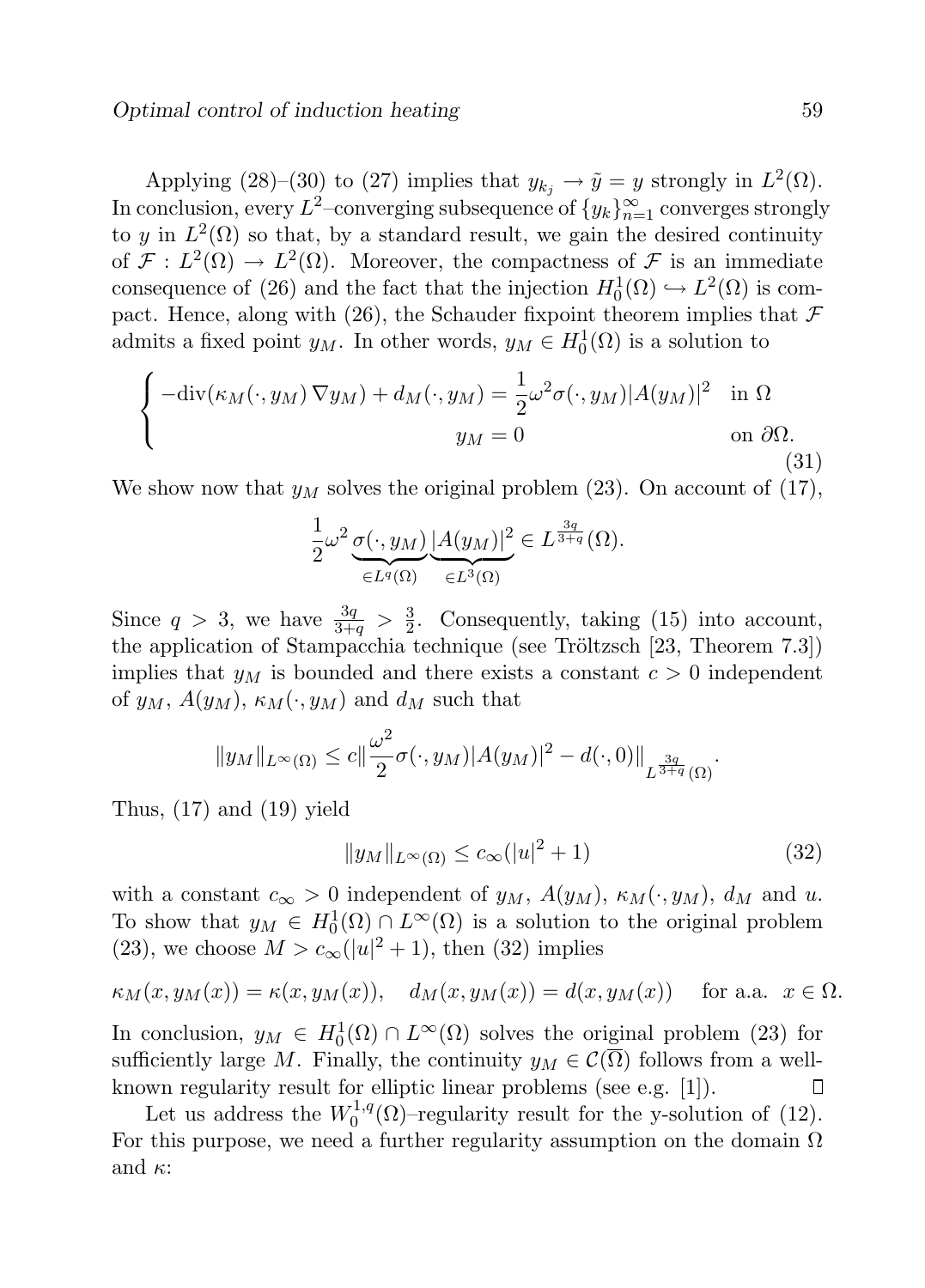Applying (28)–(30) to (27) implies that $y_{k_j} \to \tilde{y} = y$ strongly in $L^2(\Omega)$. In conclusion, every $L^2$–converging subsequence of $\{y_k\}_{n=1}^{\infty}$ converges strongly to $y$ in $L^2(\Omega)$ so that, by a standard result, we gain the desired continuity of $\mathcal{F} : L^2(\Omega) \to L^2(\Omega)$. Moreover, the compactness of $\mathcal{F}$ is an immediate consequence of (26) and the fact that the injection $H_0^1(\Omega) \hookrightarrow L^2(\Omega)$ is compact. Hence, along with (26), the Schauder fixpoint theorem implies that $\mathcal{F}$ admits a fixed point $y_M$. In other words, $y_M \in H_0^1(\Omega)$ is a solution to

$$
\begin{cases} -\mathrm{div}(\kappa_M(\cdot, y_M)\,\nabla y_M) + d_M(\cdot, y_M) = \dfrac{1}{2}\omega^2\sigma(\cdot, y_M)|A(y_M)|^2 & \text{in } \Omega \\ \qquad\qquad\qquad\qquad\qquad\qquad y_M = 0 & \text{on } \partial\Omega. \end{cases} \tag{31}
$$

We show now that $y_M$ solves the original problem (23). On account of (17),

$$
\frac{1}{2}\omega^2 \underbrace{\sigma(\cdot, y_M)}_{\in L^q(\Omega)} \underbrace{|A(y_M)|^2}_{\in L^3(\Omega)} \in L^{\frac{3q}{3+q}}(\Omega).
$$

Since $q > 3$, we have $\frac{3q}{3+q} > \frac{3}{2}$. Consequently, taking (15) into account, the application of Stampacchia technique (see Tröltzsch [23, Theorem 7.3]) implies that $y_M$ is bounded and there exists a constant $c > 0$ independent of $y_M$, $A(y_M)$, $\kappa_M(\cdot, y_M)$ and $d_M$ such that

$$
\|y_M\|_{L^\infty(\Omega)} \le c \Big\| \frac{\omega^2}{2}\sigma(\cdot, y_M)|A(y_M)|^2 - d(\cdot, 0) \Big\|_{L^{\frac{3q}{3+q}}(\Omega)}.
$$

Thus, (17) and (19) yield

$$
\|y_M\|_{L^\infty(\Omega)} \le c_\infty(|u|^2 + 1) \tag{32}
$$

with a constant $c_\infty > 0$ independent of $y_M$, $A(y_M)$, $\kappa_M(\cdot, y_M)$, $d_M$ and $u$. To show that $y_M \in H_0^1(\Omega) \cap L^\infty(\Omega)$ is a solution to the original problem (23), we choose $M > c_\infty(|u|^2 + 1)$, then (32) implies

$$
\kappa_M(x, y_M(x)) = \kappa(x, y_M(x)), \quad d_M(x, y_M(x)) = d(x, y_M(x)) \quad \text{ for a.a. } x \in \Omega.
$$

In conclusion, $y_M \in H_0^1(\Omega) \cap L^\infty(\Omega)$ solves the original problem (23) for sufficiently large $M$. Finally, the continuity $y_M \in \mathcal{C}(\overline{\Omega})$ follows from a well-known regularity result for elliptic linear problems (see e.g. [1]). $\square$

Let us address the $W_0^{1,q}(\Omega)$–regularity result for the y-solution of (12). For this purpose, we need a further regularity assumption on the domain $\Omega$ and $\kappa$: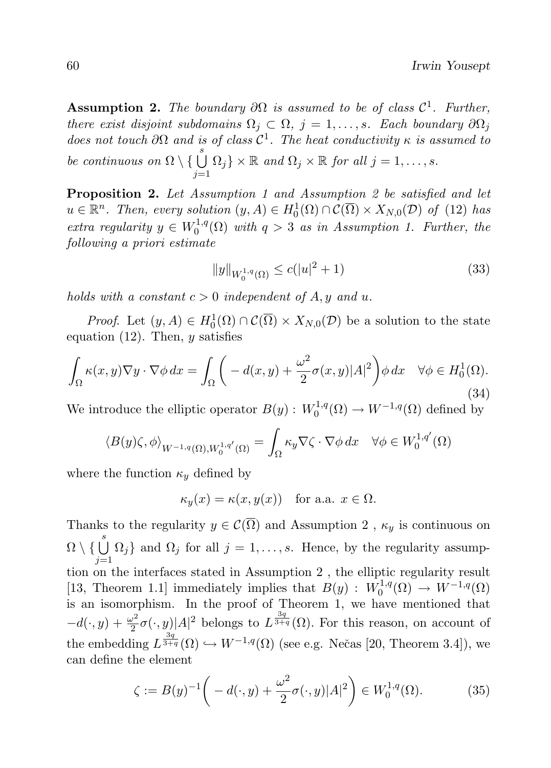**Assumption 2.** *The boundary $\partial\Omega$ is assumed to be of class $\mathcal{C}^1$. Further, there exist disjoint subdomains $\Omega_j \subset \Omega$, $j = 1, \ldots, s$. Each boundary $\partial\Omega_j$ does not touch $\partial\Omega$ and is of class $\mathcal{C}^1$. The heat conductivity $\kappa$ is assumed to be continuous on $\Omega \setminus \{\bigcup_{j=1}^{s} \Omega_j\} \times \mathbb{R}$ and $\Omega_j \times \mathbb{R}$ for all $j = 1, \ldots, s$.*

**Proposition 2.** *Let Assumption 1 and Assumption 2 be satisfied and let $u \in \mathbb{R}^n$. Then, every solution $(y, A) \in H_0^1(\Omega) \cap \mathcal{C}(\overline{\Omega}) \times X_{N,0}(\mathcal{D})$ of (12) has extra regularity $y \in W_0^{1,q}(\Omega)$ with $q > 3$ as in Assumption 1. Further, the following a priori estimate*

$$\|y\|_{W_0^{1,q}(\Omega)} \leq c(|u|^2 + 1) \tag{33}$$

*holds with a constant $c > 0$ independent of $A, y$ and $u$.*

*Proof.* Let $(y, A) \in H_0^1(\Omega) \cap \mathcal{C}(\overline{\Omega}) \times X_{N,0}(\mathcal{D})$ be a solution to the state equation (12). Then, $y$ satisfies

$$\int_\Omega \kappa(x, y)\nabla y \cdot \nabla\phi \, dx = \int_\Omega \bigg( - d(x, y) + \frac{\omega^2}{2}\sigma(x, y)|A|^2\bigg)\phi \, dx \quad \forall \phi \in H_0^1(\Omega). \tag{34}$$

We introduce the elliptic operator $B(y) : W_0^{1,q}(\Omega) \to W^{-1,q}(\Omega)$ defined by

$$\langle B(y)\zeta, \phi\rangle_{W^{-1,q}(\Omega), W_0^{1,q'}(\Omega)} = \int_\Omega \kappa_y \nabla\zeta \cdot \nabla\phi \, dx \quad \forall \phi \in W_0^{1,q'}(\Omega)$$

where the function $\kappa_y$ defined by

$$\kappa_y(x) = \kappa(x, y(x)) \quad \text{for a.a. } x \in \Omega.$$

Thanks to the regularity $y \in \mathcal{C}(\overline{\Omega})$ and Assumption 2 , $\kappa_y$ is continuous on $\Omega \setminus \{\bigcup_{j=1}^{s} \Omega_j\}$ and $\Omega_j$ for all $j = 1, \ldots, s$. Hence, by the regularity assumption on the interfaces stated in Assumption 2 , the elliptic regularity result [13, Theorem 1.1] immediately implies that $B(y) : W_0^{1,q}(\Omega) \to W^{-1,q}(\Omega)$ is an isomorphism. In the proof of Theorem 1, we have mentioned that $-d(\cdot, y) + \frac{\omega^2}{2}\sigma(\cdot, y)|A|^2$ belongs to $L^{\frac{3q}{3+q}}(\Omega)$. For this reason, on account of the embedding $L^{\frac{3q}{3+q}}(\Omega) \hookrightarrow W^{-1,q}(\Omega)$ (see e.g. Nečas [20, Theorem 3.4]), we can define the element

$$\zeta := B(y)^{-1}\bigg( - d(\cdot, y) + \frac{\omega^2}{2}\sigma(\cdot, y)|A|^2\bigg) \in W_0^{1,q}(\Omega). \tag{35}$$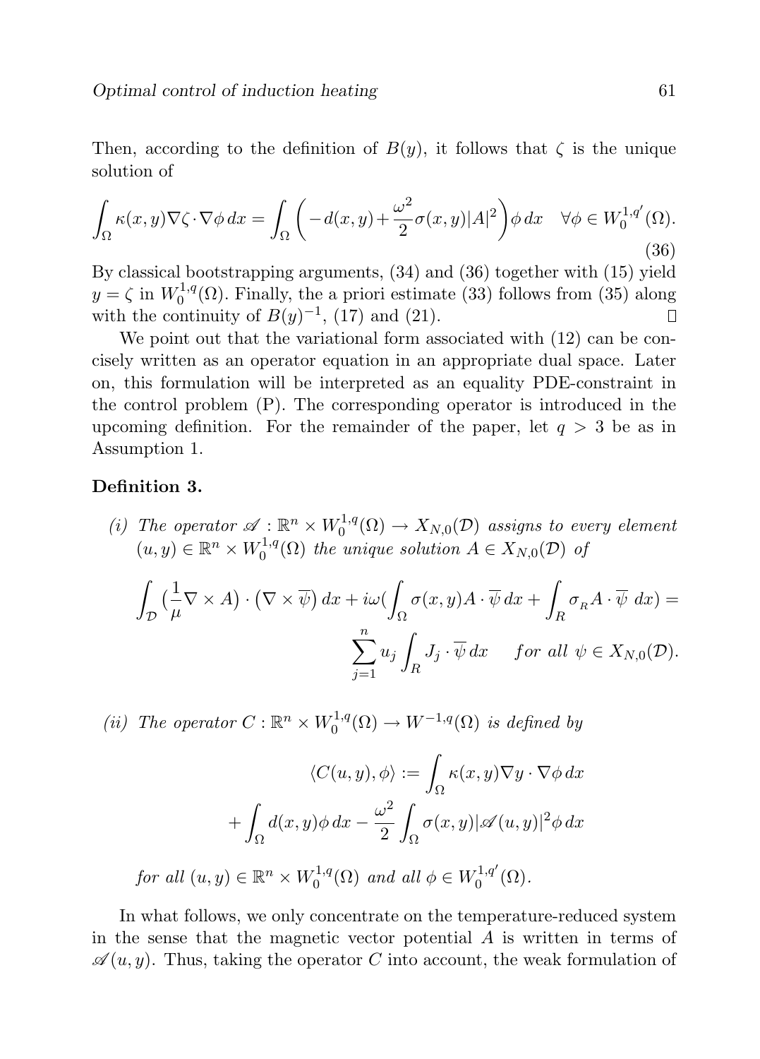Then, according to the definition of $B(y)$, it follows that $\zeta$ is the unique solution of

$$\int_\Omega \kappa(x,y)\nabla\zeta\cdot\nabla\phi\,dx = \int_\Omega \left(-d(x,y)+\frac{\omega^2}{2}\sigma(x,y)|A|^2\right)\phi\,dx \quad \forall\phi\in W_0^{1,q'}(\Omega). \tag{36}$$

By classical bootstrapping arguments, (34) and (36) together with (15) yield $y=\zeta$ in $W_0^{1,q}(\Omega)$. Finally, the a priori estimate (33) follows from (35) along with the continuity of $B(y)^{-1}$, (17) and (21). $\square$

We point out that the variational form associated with (12) can be concisely written as an operator equation in an appropriate dual space. Later on, this formulation will be interpreted as an equality PDE-constraint in the control problem (P). The corresponding operator is introduced in the upcoming definition. For the remainder of the paper, let $q>3$ be as in Assumption 1.

**Definition 3.**

*(i) The operator* $\mathscr{A}:\mathbb{R}^n\times W_0^{1,q}(\Omega)\to X_{N,0}(\mathcal{D})$ *assigns to every element* $(u,y)\in\mathbb{R}^n\times W_0^{1,q}(\Omega)$ *the unique solution* $A\in X_{N,0}(\mathcal{D})$ *of*

$$\int_{\mathcal{D}}\big(\frac{1}{\mu}\nabla\times A\big)\cdot\big(\nabla\times\overline{\psi}\big)\,dx + i\omega\Big(\int_\Omega \sigma(x,y)A\cdot\overline{\psi}\,dx + \int_R \sigma_R A\cdot\overline{\psi}\;dx\Big) = \sum_{j=1}^n u_j\int_R J_j\cdot\overline{\psi}\,dx \qquad \textit{for all } \psi\in X_{N,0}(\mathcal{D}).$$

*(ii) The operator* $C:\mathbb{R}^n\times W_0^{1,q}(\Omega)\to W^{-1,q}(\Omega)$ *is defined by*

$$\langle C(u,y),\phi\rangle := \int_\Omega \kappa(x,y)\nabla y\cdot\nabla\phi\,dx + \int_\Omega d(x,y)\phi\,dx - \frac{\omega^2}{2}\int_\Omega \sigma(x,y)|\mathscr{A}(u,y)|^2\phi\,dx$$

*for all* $(u,y)\in\mathbb{R}^n\times W_0^{1,q}(\Omega)$ *and all* $\phi\in W_0^{1,q'}(\Omega)$.

In what follows, we only concentrate on the temperature-reduced system in the sense that the magnetic vector potential $A$ is written in terms of $\mathscr{A}(u,y)$. Thus, taking the operator $C$ into account, the weak formulation of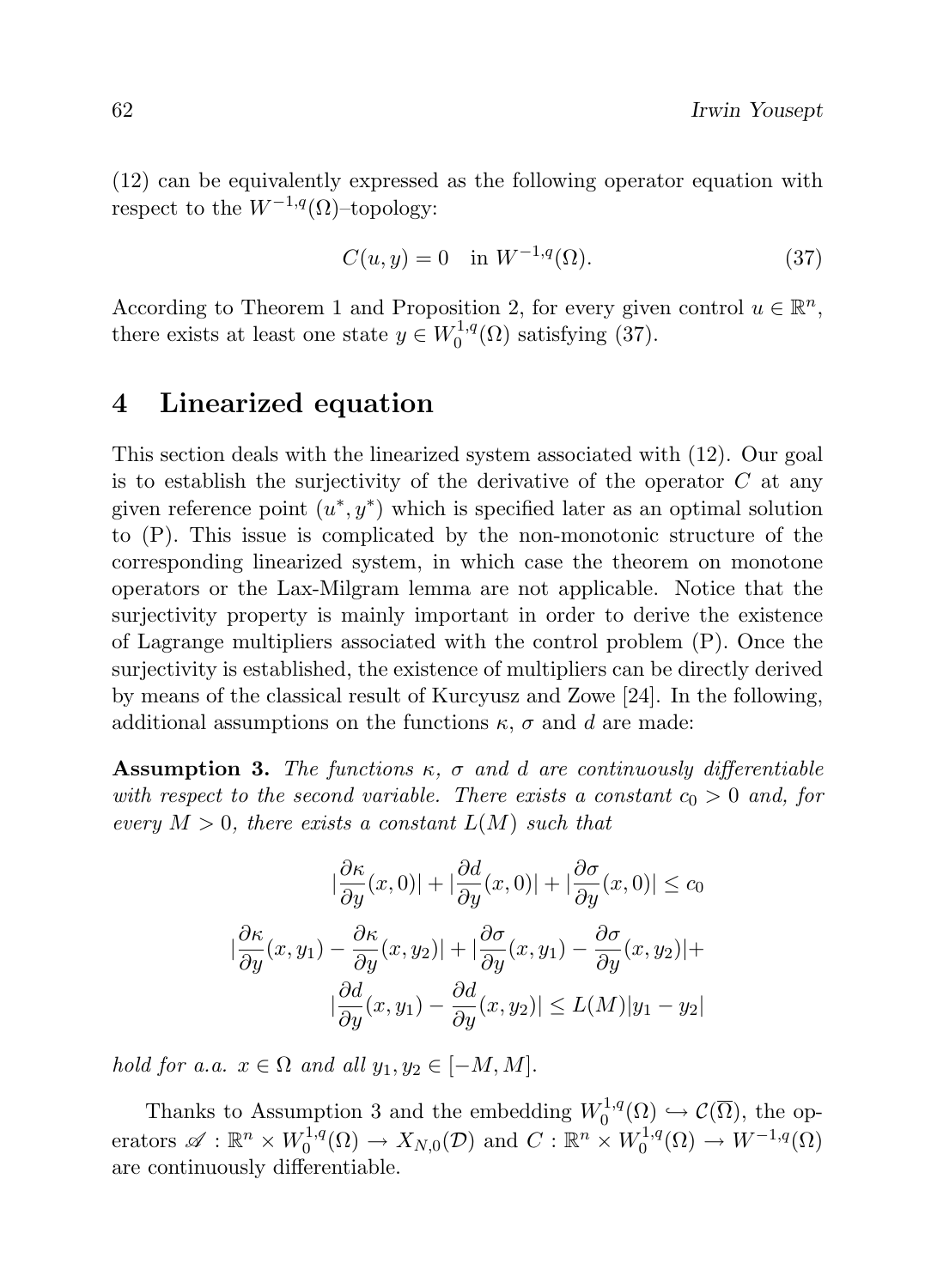(12) can be equivalently expressed as the following operator equation with respect to the $W^{-1,q}(\Omega)$–topology:

$$C(u, y) = 0 \quad \text{in } W^{-1,q}(\Omega). \tag{37}$$

According to Theorem 1 and Proposition 2, for every given control $u \in \mathbb{R}^n$, there exists at least one state $y \in W_0^{1,q}(\Omega)$ satisfying (37).

## 4 Linearized equation

This section deals with the linearized system associated with (12). Our goal is to establish the surjectivity of the derivative of the operator $C$ at any given reference point $(u^*, y^*)$ which is specified later as an optimal solution to (P). This issue is complicated by the non-monotonic structure of the corresponding linearized system, in which case the theorem on monotone operators or the Lax-Milgram lemma are not applicable. Notice that the surjectivity property is mainly important in order to derive the existence of Lagrange multipliers associated with the control problem (P). Once the surjectivity is established, the existence of multipliers can be directly derived by means of the classical result of Kurcyusz and Zowe [24]. In the following, additional assumptions on the functions $\kappa$, $\sigma$ and $d$ are made:

**Assumption 3.** *The functions $\kappa$, $\sigma$ and $d$ are continuously differentiable with respect to the second variable. There exists a constant $c_0 > 0$ and, for every $M > 0$, there exists a constant $L(M)$ such that*

$$|\frac{\partial \kappa}{\partial y}(x, 0)| + |\frac{\partial d}{\partial y}(x, 0)| + |\frac{\partial \sigma}{\partial y}(x, 0)| \leq c_0$$

$$|\frac{\partial \kappa}{\partial y}(x, y_1) - \frac{\partial \kappa}{\partial y}(x, y_2)| + |\frac{\partial \sigma}{\partial y}(x, y_1) - \frac{\partial \sigma}{\partial y}(x, y_2)| +$$
$$|\frac{\partial d}{\partial y}(x, y_1) - \frac{\partial d}{\partial y}(x, y_2)| \leq L(M)|y_1 - y_2|$$

*hold for a.a. $x \in \Omega$ and all $y_1, y_2 \in [-M, M]$.*

Thanks to Assumption 3 and the embedding $W_0^{1,q}(\Omega) \hookrightarrow \mathcal{C}(\overline{\Omega})$, the operators $\mathscr{A} : \mathbb{R}^n \times W_0^{1,q}(\Omega) \to X_{N,0}(\mathcal{D})$ and $C : \mathbb{R}^n \times W_0^{1,q}(\Omega) \to W^{-1,q}(\Omega)$ are continuously differentiable.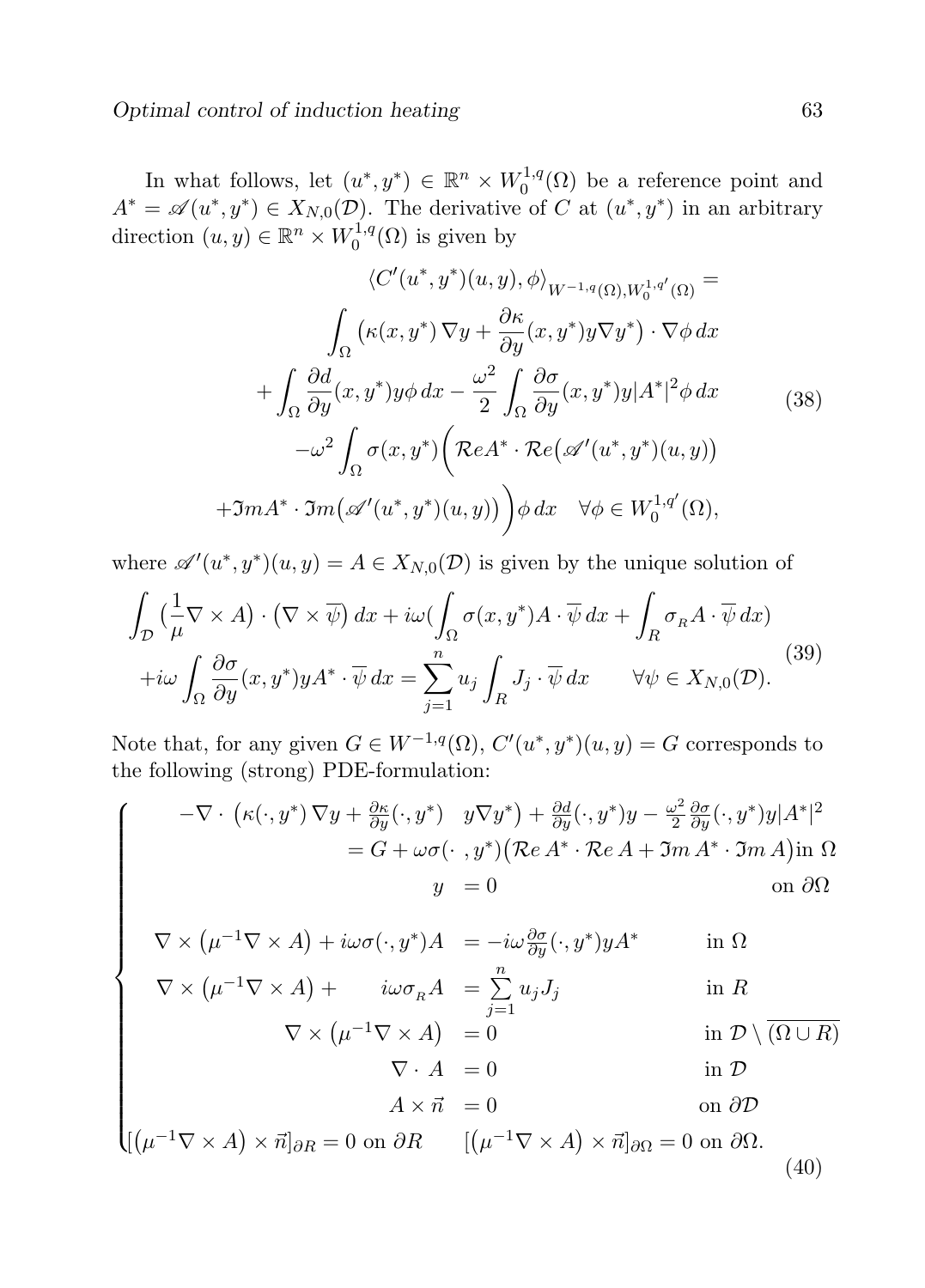In what follows, let $(u^*, y^*) \in \mathbb{R}^n \times W_0^{1,q}(\Omega)$ be a reference point and $A^* = \mathscr{A}(u^*, y^*) \in X_{N,0}(\mathcal{D})$. The derivative of $C$ at $(u^*, y^*)$ in an arbitrary direction $(u, y) \in \mathbb{R}^n \times W_0^{1,q}(\Omega)$ is given by

$$
\begin{aligned}
\langle C'(u^*, y^*)(u, y), \phi \rangle_{W^{-1,q}(\Omega), W_0^{1,q'}(\Omega)} = \\
\int_\Omega \big(\kappa(x, y^*)\, \nabla y + \frac{\partial \kappa}{\partial y}(x, y^*) y \nabla y^*\big) \cdot \nabla \phi \, dx \\
+ \int_\Omega \frac{\partial d}{\partial y}(x, y^*) y \phi \, dx - \frac{\omega^2}{2} \int_\Omega \frac{\partial \sigma}{\partial y}(x, y^*) y |A^*|^2 \phi \, dx \\
-\omega^2 \int_\Omega \sigma(x, y^*) \Big( \mathcal{R}e A^* \cdot \mathcal{R}e\big(\mathscr{A}'(u^*, y^*)(u, y)\big) \\
+ \Im m A^* \cdot \Im m\big(\mathscr{A}'(u^*, y^*)(u, y)\big) \Big) \phi \, dx \quad \forall \phi \in W_0^{1,q'}(\Omega),
\end{aligned}
\tag{38}
$$

where $\mathscr{A}'(u^*, y^*)(u, y) = A \in X_{N,0}(\mathcal{D})$ is given by the unique solution of

$$
\begin{aligned}
\int_{\mathcal{D}} \big(\frac{1}{\mu} \nabla \times A\big) \cdot \big(\nabla \times \overline{\psi}\big) \, dx + i\omega \Big(\int_\Omega \sigma(x, y^*) A \cdot \overline{\psi} \, dx + \int_R \sigma_R A \cdot \overline{\psi} \, dx\Big) \\
+ i\omega \int_\Omega \frac{\partial \sigma}{\partial y}(x, y^*) y A^* \cdot \overline{\psi} \, dx = \sum_{j=1}^n u_j \int_R J_j \cdot \overline{\psi} \, dx \qquad \forall \psi \in X_{N,0}(\mathcal{D}).
\end{aligned}
\tag{39}
$$

Note that, for any given $G \in W^{-1,q}(\Omega)$, $C'(u^*, y^*)(u, y) = G$ corresponds to the following (strong) PDE-formulation:

$$
\begin{cases}
-\nabla \cdot \big(\kappa(\cdot, y^*)\, \nabla y + \frac{\partial \kappa}{\partial y}(\cdot, y^*) \; y \nabla y^*\big) + \frac{\partial d}{\partial y}(\cdot, y^*) y - \frac{\omega^2}{2} \frac{\partial \sigma}{\partial y}(\cdot, y^*) y |A^*|^2 \\
\qquad = G + \omega \sigma(\cdot\,, y^*) \big(\mathcal{R}e\, A^* \cdot \mathcal{R}e\, A + \Im m\, A^* \cdot \Im m\, A\big) \text{in } \Omega \\
\qquad y = 0 \qquad \text{on } \partial\Omega \\
\nabla \times \big(\mu^{-1} \nabla \times A\big) + i\omega \sigma(\cdot, y^*) A = -i\omega \frac{\partial \sigma}{\partial y}(\cdot, y^*) y A^* \qquad \text{in } \Omega \\
\nabla \times \big(\mu^{-1} \nabla \times A\big) + i\omega \sigma_R A = \sum_{j=1}^n u_j J_j \qquad \text{in } R \\
\nabla \times \big(\mu^{-1} \nabla \times A\big) = 0 \qquad \text{in } \mathcal{D} \setminus \overline{(\Omega \cup R)} \\
\nabla \cdot A = 0 \qquad \text{in } \mathcal{D} \\
A \times \vec{n} = 0 \qquad \text{on } \partial\mathcal{D} \\
[\big(\mu^{-1} \nabla \times A\big) \times \vec{n}]_{\partial R} = 0 \text{ on } \partial R \qquad [\big(\mu^{-1} \nabla \times A\big) \times \vec{n}]_{\partial \Omega} = 0 \text{ on } \partial\Omega.
\end{cases}
\tag{40}
$$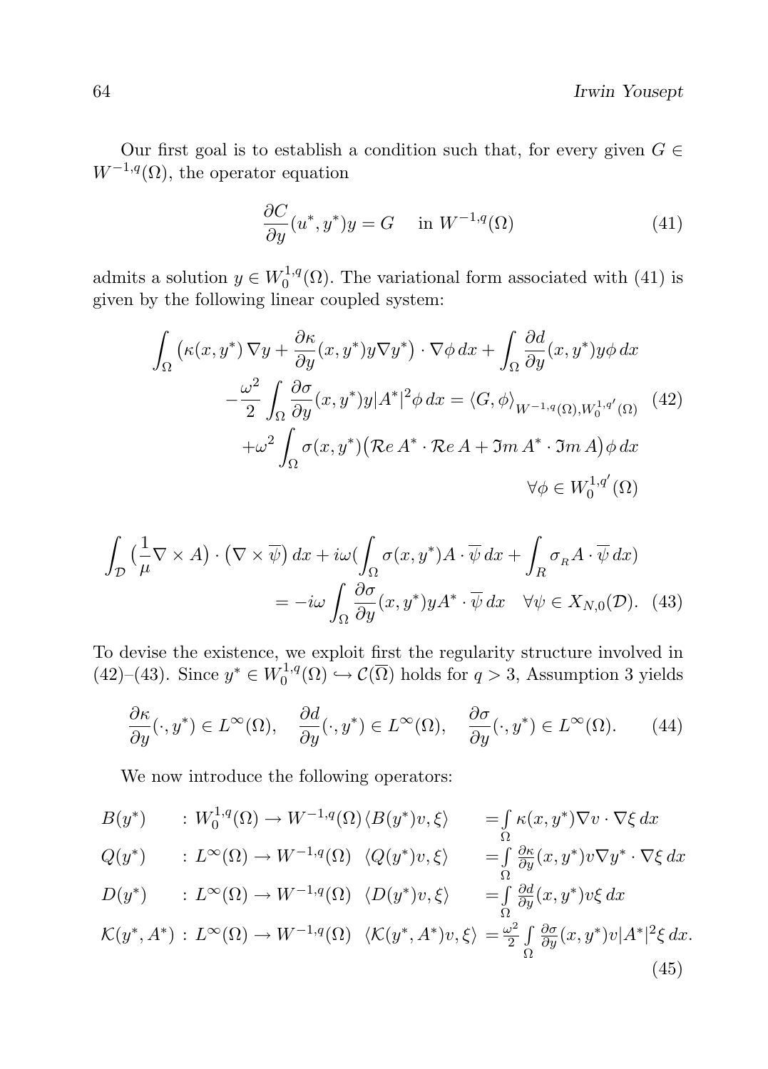Our first goal is to establish a condition such that, for every given $G \in W^{-1,q}(\Omega)$, the operator equation

$$\frac{\partial C}{\partial y}(u^*, y^*)y = G \quad \text{in } W^{-1,q}(\Omega) \tag{41}$$

admits a solution $y \in W_0^{1,q}(\Omega)$. The variational form associated with (41) is given by the following linear coupled system:

$$\begin{aligned}
\int_\Omega \big(\kappa(x,y^*)\,\nabla y + \frac{\partial \kappa}{\partial y}(x,y^*) y \nabla y^*\big)\cdot \nabla\phi\,dx + \int_\Omega \frac{\partial d}{\partial y}(x,y^*) y\phi\,dx \\
-\frac{\omega^2}{2}\int_\Omega \frac{\partial \sigma}{\partial y}(x,y^*) y |A^*|^2 \phi\,dx = \langle G,\phi\rangle_{W^{-1,q}(\Omega),W_0^{1,q'}(\Omega)} \\
+\omega^2 \int_\Omega \sigma(x,y^*)\big(\mathcal{R}e\,A^*\cdot \mathcal{R}e\,A + \mathfrak{Im}\,A^*\cdot \mathfrak{Im}\,A\big)\phi\,dx \\
\forall \phi \in W_0^{1,q'}(\Omega)
\end{aligned} \tag{42}$$

$$\begin{aligned}
\int_{\mathcal{D}} \big(\frac{1}{\mu}\nabla\times A\big)\cdot\big(\nabla\times\overline{\psi}\big)\,dx + i\omega\big(\int_\Omega \sigma(x,y^*)A\cdot\overline{\psi}\,dx + \int_R \sigma_R A\cdot\overline{\psi}\,dx\big) \\
= -i\omega\int_\Omega \frac{\partial\sigma}{\partial y}(x,y^*) y A^*\cdot\overline{\psi}\,dx \quad \forall \psi \in X_{N,0}(\mathcal{D}).
\end{aligned} \tag{43}$$

To devise the existence, we exploit first the regularity structure involved in (42)–(43). Since $y^* \in W_0^{1,q}(\Omega) \hookrightarrow \mathcal{C}(\overline{\Omega})$ holds for $q > 3$, Assumption 3 yields

$$\frac{\partial \kappa}{\partial y}(\cdot,y^*) \in L^\infty(\Omega), \quad \frac{\partial d}{\partial y}(\cdot,y^*) \in L^\infty(\Omega), \quad \frac{\partial \sigma}{\partial y}(\cdot,y^*) \in L^\infty(\Omega). \tag{44}$$

We now introduce the following operators:

$$\begin{aligned}
&B(y^*) &&: W_0^{1,q}(\Omega) \to W^{-1,q}(\Omega) &&\langle B(y^*)v,\xi\rangle &&= \int_\Omega \kappa(x,y^*)\nabla v\cdot\nabla\xi\,dx \\
&Q(y^*) &&: L^\infty(\Omega) \to W^{-1,q}(\Omega) &&\langle Q(y^*)v,\xi\rangle &&= \int_\Omega \tfrac{\partial\kappa}{\partial y}(x,y^*) v\nabla y^*\cdot\nabla\xi\,dx \\
&D(y^*) &&: L^\infty(\Omega) \to W^{-1,q}(\Omega) &&\langle D(y^*)v,\xi\rangle &&= \int_\Omega \tfrac{\partial d}{\partial y}(x,y^*) v\xi\,dx \\
&\mathcal{K}(y^*,A^*) &&: L^\infty(\Omega) \to W^{-1,q}(\Omega) &&\langle \mathcal{K}(y^*,A^*)v,\xi\rangle &&= \tfrac{\omega^2}{2}\int_\Omega \tfrac{\partial\sigma}{\partial y}(x,y^*) v|A^*|^2\xi\,dx.
\end{aligned} \tag{45}$$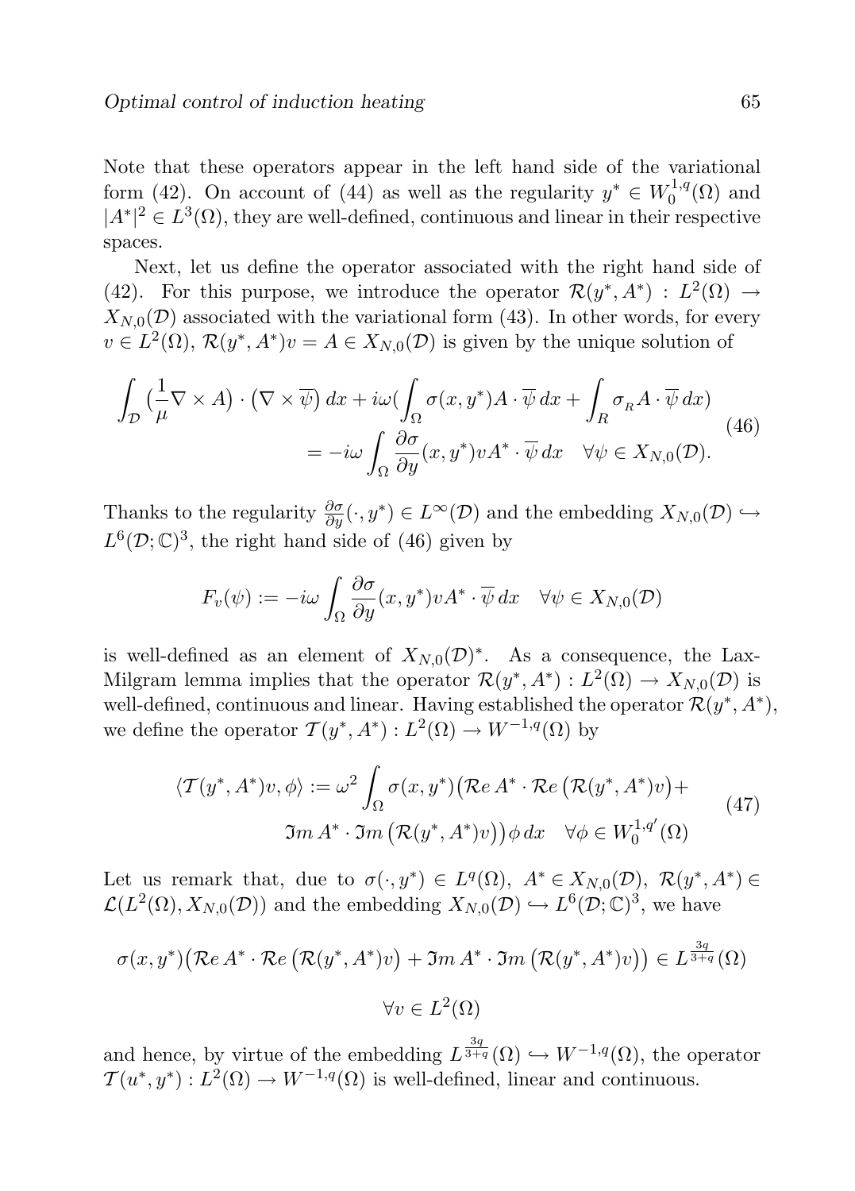Note that these operators appear in the left hand side of the variational form (42). On account of (44) as well as the regularity $y^* \in W_0^{1,q}(\Omega)$ and $|A^*|^2 \in L^3(\Omega)$, they are well-defined, continuous and linear in their respective spaces.

Next, let us define the operator associated with the right hand side of (42). For this purpose, we introduce the operator $\mathcal{R}(y^*, A^*) : L^2(\Omega) \to X_{N,0}(\mathcal{D})$ associated with the variational form (43). In other words, for every $v \in L^2(\Omega)$, $\mathcal{R}(y^*, A^*)v = A \in X_{N,0}(\mathcal{D})$ is given by the unique solution of

$$
\begin{aligned}
\int_{\mathcal{D}} \big(\frac{1}{\mu}\nabla \times A\big) \cdot \big(\nabla \times \overline{\psi}\big)\, dx + i\omega\big(\int_{\Omega} \sigma(x, y^*) A \cdot \overline{\psi}\, dx + \int_{R} \sigma_{R} A \cdot \overline{\psi}\, dx\big) \\
= -i\omega \int_{\Omega} \frac{\partial \sigma}{\partial y}(x, y^*) v A^* \cdot \overline{\psi}\, dx \quad \forall \psi \in X_{N,0}(\mathcal{D}).
\end{aligned}
\tag{46}
$$

Thanks to the regularity $\frac{\partial \sigma}{\partial y}(\cdot, y^*) \in L^\infty(\mathcal{D})$ and the embedding $X_{N,0}(\mathcal{D}) \hookrightarrow L^6(\mathcal{D}; \mathbb{C})^3$, the right hand side of (46) given by

$$
F_v(\psi) := -i\omega \int_{\Omega} \frac{\partial \sigma}{\partial y}(x, y^*) v A^* \cdot \overline{\psi}\, dx \quad \forall \psi \in X_{N,0}(\mathcal{D})
$$

is well-defined as an element of $X_{N,0}(\mathcal{D})^*$. As a consequence, the Lax-Milgram lemma implies that the operator $\mathcal{R}(y^*, A^*) : L^2(\Omega) \to X_{N,0}(\mathcal{D})$ is well-defined, continuous and linear. Having established the operator $\mathcal{R}(y^*, A^*)$, we define the operator $\mathcal{T}(y^*, A^*) : L^2(\Omega) \to W^{-1,q}(\Omega)$ by

$$
\begin{aligned}
\langle \mathcal{T}(y^*, A^*)v, \phi\rangle := \omega^2 \int_{\Omega} \sigma(x, y^*)\big(\mathcal{R}e\, A^* \cdot \mathcal{R}e\,\big(\mathcal{R}(y^*, A^*)v\big) + \\
\mathfrak{Im}\, A^* \cdot \mathfrak{Im}\,\big(\mathcal{R}(y^*, A^*)v\big)\big)\phi\, dx \quad \forall \phi \in W_0^{1,q'}(\Omega)
\end{aligned}
\tag{47}
$$

Let us remark that, due to $\sigma(\cdot, y^*) \in L^q(\Omega)$, $A^* \in X_{N,0}(\mathcal{D})$, $\mathcal{R}(y^*, A^*) \in \mathcal{L}(L^2(\Omega), X_{N,0}(\mathcal{D}))$ and the embedding $X_{N,0}(\mathcal{D}) \hookrightarrow L^6(\mathcal{D}; \mathbb{C})^3$, we have

$$
\sigma(x, y^*)\big(\mathcal{R}e\, A^* \cdot \mathcal{R}e\,\big(\mathcal{R}(y^*, A^*)v\big) + \mathfrak{Im}\, A^* \cdot \mathfrak{Im}\,\big(\mathcal{R}(y^*, A^*)v\big)\big) \in L^{\frac{3q}{3+q}}(\Omega)
$$

$$
\forall v \in L^2(\Omega)
$$

and hence, by virtue of the embedding $L^{\frac{3q}{3+q}}(\Omega) \hookrightarrow W^{-1,q}(\Omega)$, the operator $\mathcal{T}(u^*, y^*) : L^2(\Omega) \to W^{-1,q}(\Omega)$ is well-defined, linear and continuous.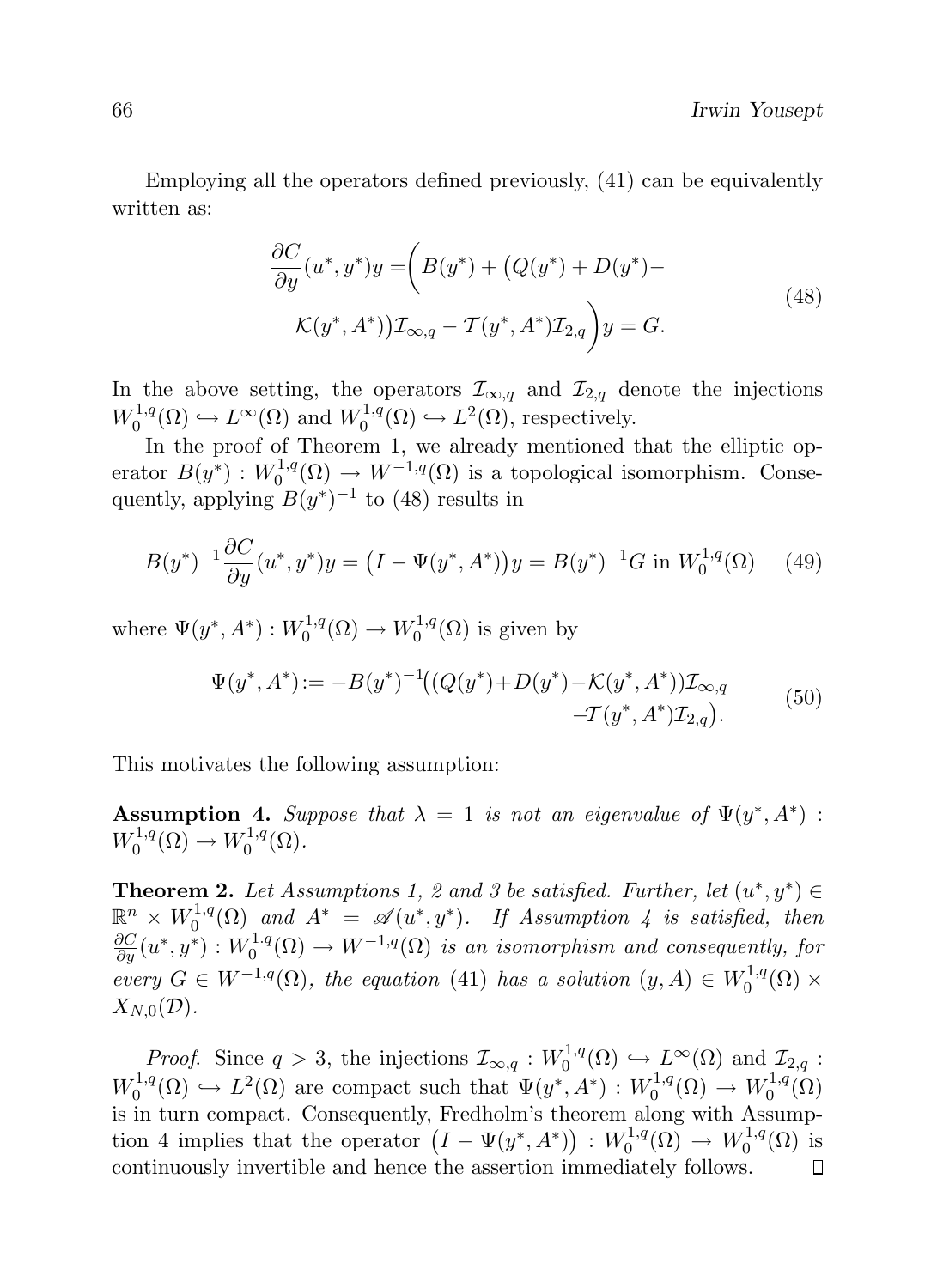Employing all the operators defined previously, (41) can be equivalently written as:

$$
\begin{aligned}
\frac{\partial C}{\partial y}(u^*, y^*)y = \Big( & B(y^*) + \big(Q(y^*) + D(y^*) - \\
& \mathcal{K}(y^*, A^*)\big)\mathcal{I}_{\infty,q} - \mathcal{T}(y^*, A^*)\mathcal{I}_{2,q}\Big) y = G.
\end{aligned}
\tag{48}
$$

In the above setting, the operators $\mathcal{I}_{\infty,q}$ and $\mathcal{I}_{2,q}$ denote the injections $W_0^{1,q}(\Omega) \hookrightarrow L^\infty(\Omega)$ and $W_0^{1,q}(\Omega) \hookrightarrow L^2(\Omega)$, respectively.

In the proof of Theorem 1, we already mentioned that the elliptic operator $B(y^*) : W_0^{1,q}(\Omega) \to W^{-1,q}(\Omega)$ is a topological isomorphism. Consequently, applying $B(y^*)^{-1}$ to (48) results in

$$
B(y^*)^{-1}\frac{\partial C}{\partial y}(u^*, y^*)y = \big(I - \Psi(y^*, A^*)\big)y = B(y^*)^{-1}G \text{ in } W_0^{1,q}(\Omega) \tag{49}
$$

where $\Psi(y^*, A^*) : W_0^{1,q}(\Omega) \to W_0^{1,q}(\Omega)$ is given by

$$
\begin{aligned}
\Psi(y^*, A^*) := -B(y^*)^{-1}\big( & (Q(y^*) + D(y^*) - \mathcal{K}(y^*, A^*))\mathcal{I}_{\infty,q} \\
& - \mathcal{T}(y^*, A^*)\mathcal{I}_{2,q}\big).
\end{aligned}
\tag{50}
$$

This motivates the following assumption:

**Assumption 4.** *Suppose that $\lambda = 1$ is not an eigenvalue of $\Psi(y^*, A^*) : W_0^{1,q}(\Omega) \to W_0^{1,q}(\Omega)$.*

**Theorem 2.** *Let Assumptions 1, 2 and 3 be satisfied. Further, let $(u^*, y^*) \in \mathbb{R}^n \times W_0^{1,q}(\Omega)$ and $A^* = \mathscr{A}(u^*, y^*)$. If Assumption 4 is satisfied, then $\frac{\partial C}{\partial y}(u^*, y^*) : W_0^{1,q}(\Omega) \to W^{-1,q}(\Omega)$ is an isomorphism and consequently, for every $G \in W^{-1,q}(\Omega)$, the equation (41) has a solution $(y, A) \in W_0^{1,q}(\Omega) \times X_{N,0}(\mathcal{D})$.*

*Proof.* Since $q > 3$, the injections $\mathcal{I}_{\infty,q} : W_0^{1,q}(\Omega) \hookrightarrow L^\infty(\Omega)$ and $\mathcal{I}_{2,q} : W_0^{1,q}(\Omega) \hookrightarrow L^2(\Omega)$ are compact such that $\Psi(y^*, A^*) : W_0^{1,q}(\Omega) \to W_0^{1,q}(\Omega)$ is in turn compact. Consequently, Fredholm's theorem along with Assumption 4 implies that the operator $\big(I - \Psi(y^*, A^*)\big) : W_0^{1,q}(\Omega) \to W_0^{1,q}(\Omega)$ is continuously invertible and hence the assertion immediately follows. $\square$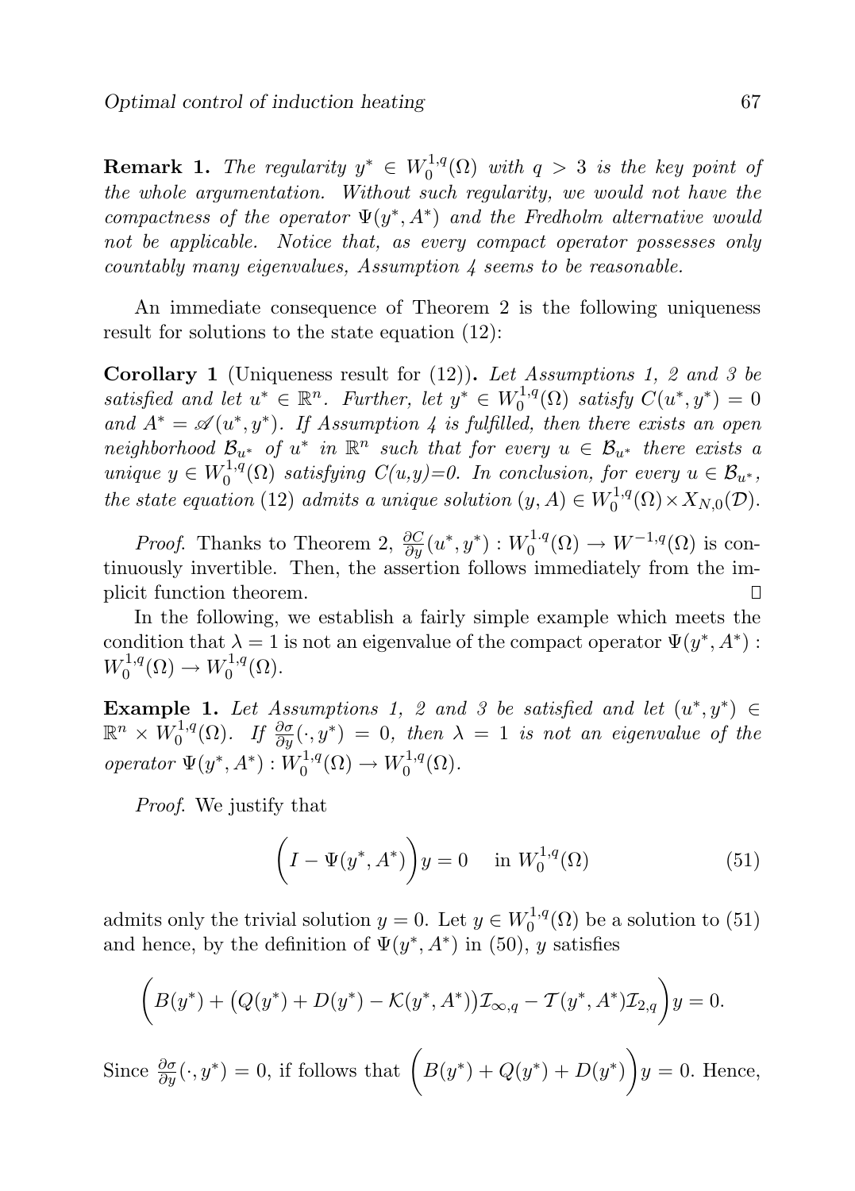**Remark 1.** *The regularity $y^* \in W_0^{1,q}(\Omega)$ with $q > 3$ is the key point of the whole argumentation. Without such regularity, we would not have the compactness of the operator $\Psi(y^*, A^*)$ and the Fredholm alternative would not be applicable. Notice that, as every compact operator possesses only countably many eigenvalues, Assumption 4 seems to be reasonable.*

An immediate consequence of Theorem 2 is the following uniqueness result for solutions to the state equation (12):

**Corollary 1** (Uniqueness result for (12))**.** *Let Assumptions 1, 2 and 3 be satisfied and let $u^* \in \mathbb{R}^n$. Further, let $y^* \in W_0^{1,q}(\Omega)$ satisfy $C(u^*, y^*) = 0$ and $A^* = \mathscr{A}(u^*, y^*)$. If Assumption 4 is fulfilled, then there exists an open neighborhood $\mathcal{B}_{u^*}$ of $u^*$ in $\mathbb{R}^n$ such that for every $u \in \mathcal{B}_{u^*}$ there exists a unique $y \in W_0^{1,q}(\Omega)$ satisfying $C(u,y)=0$. In conclusion, for every $u \in \mathcal{B}_{u^*}$, the state equation (12) admits a unique solution $(y, A) \in W_0^{1,q}(\Omega) \times X_{N,0}(\mathcal{D})$.*

*Proof.* Thanks to Theorem 2, $\frac{\partial C}{\partial y}(u^*, y^*) : W_0^{1,q}(\Omega) \to W^{-1,q}(\Omega)$ is continuously invertible. Then, the assertion follows immediately from the implicit function theorem. □

In the following, we establish a fairly simple example which meets the condition that $\lambda = 1$ is not an eigenvalue of the compact operator $\Psi(y^*, A^*) : W_0^{1,q}(\Omega) \to W_0^{1,q}(\Omega)$.

**Example 1.** *Let Assumptions 1, 2 and 3 be satisfied and let $(u^*, y^*) \in \mathbb{R}^n \times W_0^{1,q}(\Omega)$. If $\frac{\partial \sigma}{\partial y}(\cdot, y^*) = 0$, then $\lambda = 1$ is not an eigenvalue of the operator $\Psi(y^*, A^*) : W_0^{1,q}(\Omega) \to W_0^{1,q}(\Omega)$.*

*Proof.* We justify that

$$\Big(I - \Psi(y^*, A^*)\Big) y = 0 \quad \text{in } W_0^{1,q}(\Omega) \tag{51}$$

admits only the trivial solution $y = 0$. Let $y \in W_0^{1,q}(\Omega)$ be a solution to (51) and hence, by the definition of $\Psi(y^*, A^*)$ in (50), $y$ satisfies

$$\bigg(B(y^*) + \big(Q(y^*) + D(y^*) - \mathcal{K}(y^*, A^*)\big)\mathcal{I}_{\infty,q} - \mathcal{T}(y^*, A^*)\mathcal{I}_{2,q}\bigg) y = 0.$$

Since $\frac{\partial \sigma}{\partial y}(\cdot, y^*) = 0$, if follows that $\Big(B(y^*) + Q(y^*) + D(y^*)\Big) y = 0$. Hence,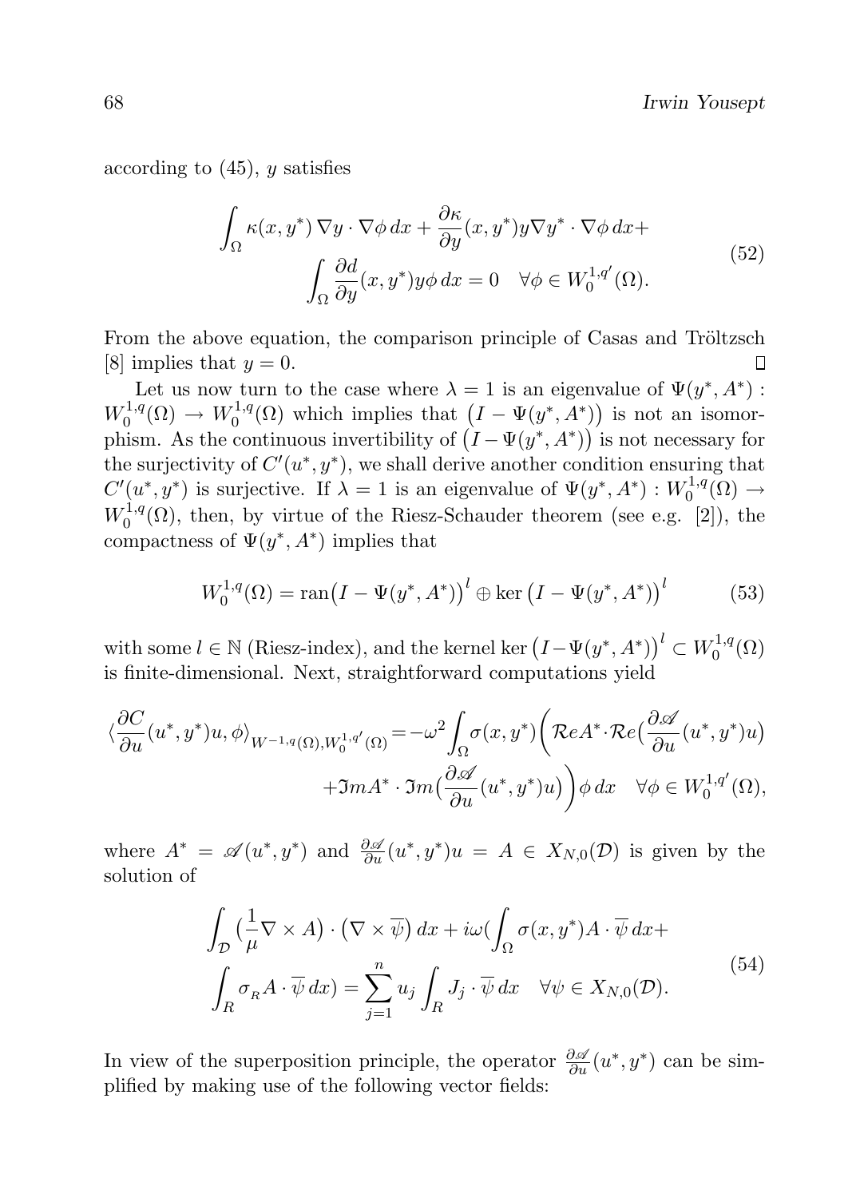according to (45), $y$ satisfies

$$
\begin{aligned}
\int_\Omega \kappa(x,y^*)\,\nabla y\cdot\nabla\phi\,dx + \frac{\partial\kappa}{\partial y}(x,y^*)y\nabla y^*\cdot\nabla\phi\,dx + \\
\int_\Omega \frac{\partial d}{\partial y}(x,y^*)y\phi\,dx = 0 \quad \forall\phi\in W_0^{1,q'}(\Omega).
\end{aligned}
\tag{52}
$$

From the above equation, the comparison principle of Casas and Tröltzsch [8] implies that $y = 0$. $\square$

Let us now turn to the case where $\lambda = 1$ is an eigenvalue of $\Psi(y^*, A^*) : W_0^{1,q}(\Omega) \to W_0^{1,q}(\Omega)$ which implies that $\big(I - \Psi(y^*, A^*)\big)$ is not an isomorphism. As the continuous invertibility of $\big(I - \Psi(y^*, A^*)\big)$ is not necessary for the surjectivity of $C'(u^*, y^*)$, we shall derive another condition ensuring that $C'(u^*, y^*)$ is surjective. If $\lambda = 1$ is an eigenvalue of $\Psi(y^*, A^*) : W_0^{1,q}(\Omega) \to W_0^{1,q}(\Omega)$, then, by virtue of the Riesz-Schauder theorem (see e.g. [2]), the compactness of $\Psi(y^*, A^*)$ implies that

$$
W_0^{1,q}(\Omega) = \operatorname{ran}\big(I - \Psi(y^*, A^*)\big)^l \oplus \ker\big(I - \Psi(y^*, A^*)\big)^l \tag{53}
$$

with some $l \in \mathbb{N}$ (Riesz-index), and the kernel $\ker\big(I - \Psi(y^*, A^*)\big)^l \subset W_0^{1,q}(\Omega)$ is finite-dimensional. Next, straightforward computations yield

$$
\begin{aligned}
\langle \frac{\partial C}{\partial u}(u^*,y^*)u,\phi\rangle_{W^{-1,q}(\Omega),W_0^{1,q'}(\Omega)} = -\omega^2\int_\Omega \sigma(x,y^*)\bigg(\mathcal{R}eA^*\cdot\mathcal{R}e\big(\frac{\partial\mathscr{A}}{\partial u}(u^*,y^*)u\big) \\
+\Im mA^*\cdot\Im m\big(\frac{\partial\mathscr{A}}{\partial u}(u^*,y^*)u\big)\bigg)\phi\,dx \quad \forall\phi\in W_0^{1,q'}(\Omega),
\end{aligned}
$$

where $A^* = \mathscr{A}(u^*, y^*)$ and $\frac{\partial\mathscr{A}}{\partial u}(u^*, y^*)u = A \in X_{N,0}(\mathcal{D})$ is given by the solution of

$$
\begin{aligned}
\int_{\mathcal{D}} \big(\frac{1}{\mu}\nabla\times A\big)\cdot\big(\nabla\times\overline{\psi}\big)\,dx + i\omega\Big(\int_\Omega \sigma(x,y^*)A\cdot\overline{\psi}\,dx + \\
\int_R \sigma_R A\cdot\overline{\psi}\,dx\Big) = \sum_{j=1}^n u_j\int_R J_j\cdot\overline{\psi}\,dx \quad \forall\psi\in X_{N,0}(\mathcal{D}).
\end{aligned}
\tag{54}
$$

In view of the superposition principle, the operator $\frac{\partial\mathscr{A}}{\partial u}(u^*, y^*)$ can be simplified by making use of the following vector fields: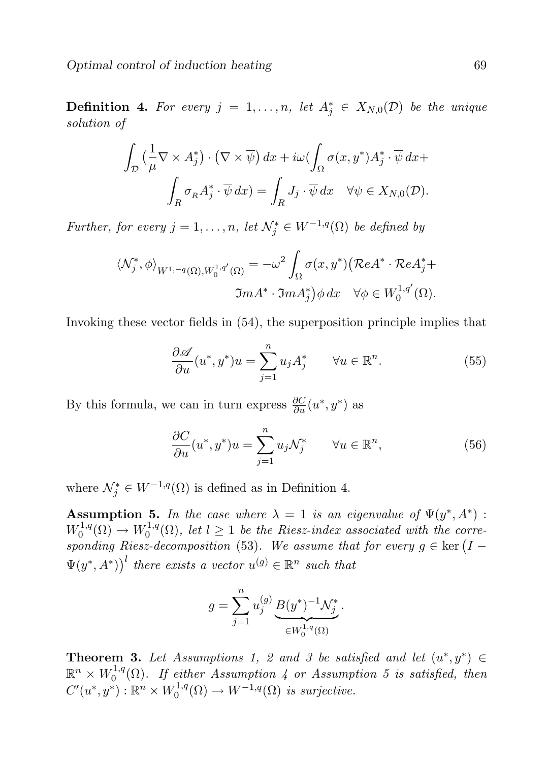**Definition 4.** *For every $j = 1, \ldots, n$, let $A_j^* \in X_{N,0}(\mathcal{D})$ be the unique solution of*

$$\int_{\mathcal{D}} \big(\frac{1}{\mu}\nabla \times A_j^*\big) \cdot \big(\nabla \times \overline{\psi}\big)\, dx + i\omega\big(\int_{\Omega} \sigma(x, y^*) A_j^* \cdot \overline{\psi}\, dx + \int_{R} \sigma_{R} A_j^* \cdot \overline{\psi}\, dx\big) = \int_{R} J_j \cdot \overline{\psi}\, dx \quad \forall \psi \in X_{N,0}(\mathcal{D}).$$

*Further, for every $j = 1, \ldots, n$, let $\mathcal{N}_j^* \in W^{-1,q}(\Omega)$ be defined by*

$$\langle \mathcal{N}_j^*, \phi \rangle_{W^{1,-q}(\Omega), W_0^{1,q'}(\Omega)} = -\omega^2 \int_{\Omega} \sigma(x, y^*)\big(\mathcal{R}e A^* \cdot \mathcal{R}e A_j^* + \mathfrak{I}m A^* \cdot \mathfrak{I}m A_j^*\big)\phi\, dx \quad \forall \phi \in W_0^{1,q'}(\Omega).$$

Invoking these vector fields in (54), the superposition principle implies that

$$\frac{\partial \mathscr{A}}{\partial u}(u^*, y^*)u = \sum_{j=1}^{n} u_j A_j^* \qquad \forall u \in \mathbb{R}^n. \tag{55}$$

By this formula, we can in turn express $\frac{\partial C}{\partial u}(u^*, y^*)$ as

$$\frac{\partial C}{\partial u}(u^*, y^*)u = \sum_{j=1}^{n} u_j \mathcal{N}_j^* \qquad \forall u \in \mathbb{R}^n, \tag{56}$$

where $\mathcal{N}_j^* \in W^{-1,q}(\Omega)$ is defined as in Definition 4.

**Assumption 5.** *In the case where $\lambda = 1$ is an eigenvalue of $\Psi(y^*, A^*) : W_0^{1,q}(\Omega) \to W_0^{1,q}(\Omega)$, let $l \geq 1$ be the Riesz-index associated with the corresponding Riesz-decomposition* (53)*. We assume that for every $g \in \ker\big(I - \Psi(y^*, A^*)\big)^l$ there exists a vector $u^{(g)} \in \mathbb{R}^n$ such that*

$$g = \sum_{j=1}^{n} u_j^{(g)} \underbrace{B(y^*)^{-1}\mathcal{N}_j^*}_{\in W_0^{1,q}(\Omega)}.$$

**Theorem 3.** *Let Assumptions 1, 2 and 3 be satisfied and let $(u^*, y^*) \in \mathbb{R}^n \times W_0^{1,q}(\Omega)$. If either Assumption 4 or Assumption 5 is satisfied, then $C'(u^*, y^*) : \mathbb{R}^n \times W_0^{1,q}(\Omega) \to W^{-1,q}(\Omega)$ is surjective.*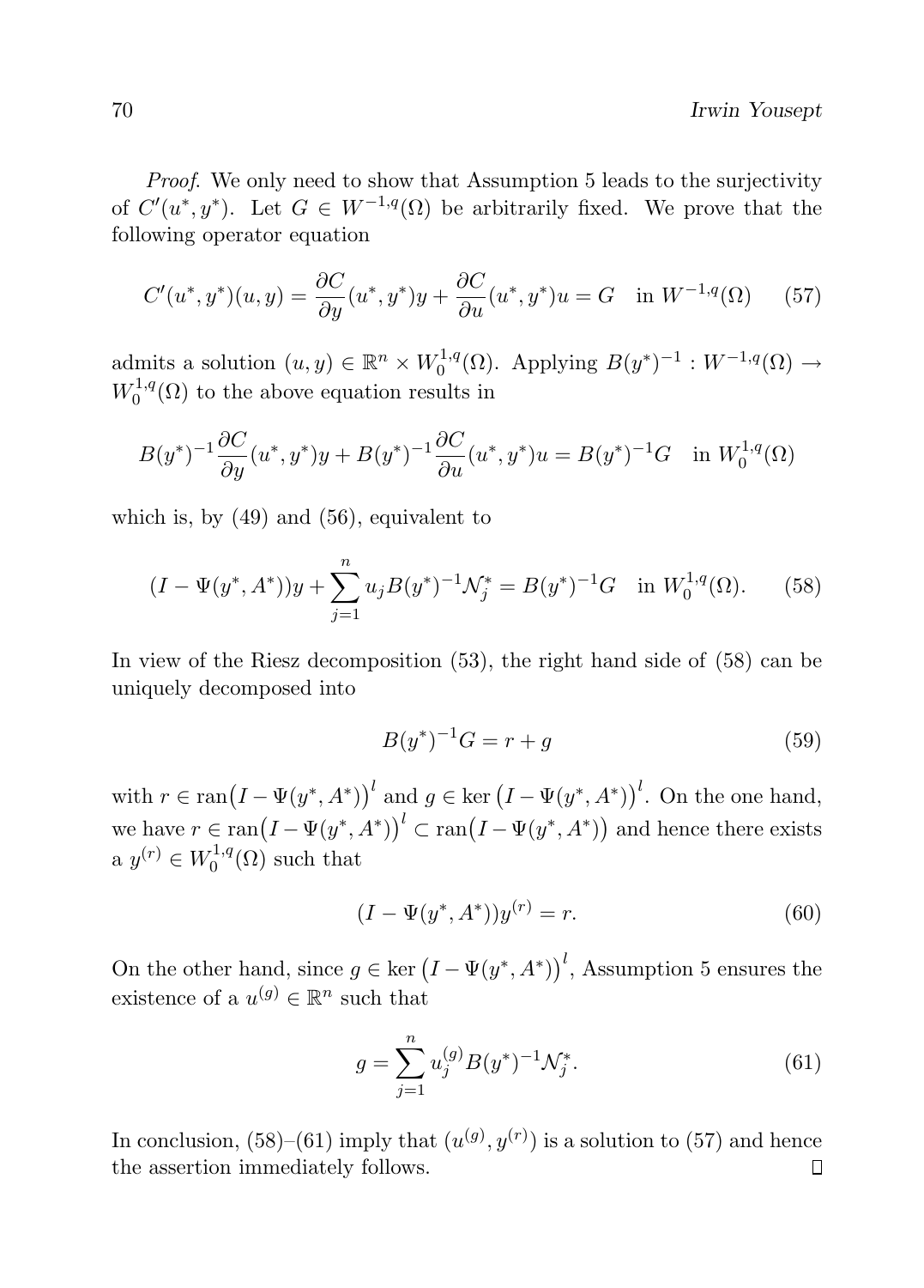*Proof.* We only need to show that Assumption 5 leads to the surjectivity of $C'(u^*, y^*)$. Let $G \in W^{-1,q}(\Omega)$ be arbitrarily fixed. We prove that the following operator equation

$$C'(u^*, y^*)(u, y) = \frac{\partial C}{\partial y}(u^*, y^*)y + \frac{\partial C}{\partial u}(u^*, y^*)u = G \quad \text{in } W^{-1,q}(\Omega) \tag{57}$$

admits a solution $(u, y) \in \mathbb{R}^n \times W_0^{1,q}(\Omega)$. Applying $B(y^*)^{-1} : W^{-1,q}(\Omega) \to W_0^{1,q}(\Omega)$ to the above equation results in

$$B(y^*)^{-1}\frac{\partial C}{\partial y}(u^*, y^*)y + B(y^*)^{-1}\frac{\partial C}{\partial u}(u^*, y^*)u = B(y^*)^{-1}G \quad \text{in } W_0^{1,q}(\Omega)$$

which is, by (49) and (56), equivalent to

$$(I - \Psi(y^*, A^*))y + \sum_{j=1}^{n} u_j B(y^*)^{-1}\mathcal{N}_j^* = B(y^*)^{-1}G \quad \text{in } W_0^{1,q}(\Omega). \tag{58}$$

In view of the Riesz decomposition (53), the right hand side of (58) can be uniquely decomposed into

$$B(y^*)^{-1}G = r + g \tag{59}$$

with $r \in \operatorname{ran}\big(I - \Psi(y^*, A^*)\big)^l$ and $g \in \ker\big(I - \Psi(y^*, A^*)\big)^l$. On the one hand, we have $r \in \operatorname{ran}\big(I - \Psi(y^*, A^*)\big)^l \subset \operatorname{ran}\big(I - \Psi(y^*, A^*)\big)$ and hence there exists a $y^{(r)} \in W_0^{1,q}(\Omega)$ such that

$$(I - \Psi(y^*, A^*))y^{(r)} = r. \tag{60}$$

On the other hand, since $g \in \ker\big(I - \Psi(y^*, A^*)\big)^l$, Assumption 5 ensures the existence of a $u^{(g)} \in \mathbb{R}^n$ such that

$$g = \sum_{j=1}^{n} u_j^{(g)} B(y^*)^{-1}\mathcal{N}_j^*. \tag{61}$$

In conclusion, (58)–(61) imply that $(u^{(g)}, y^{(r)})$ is a solution to (57) and hence the assertion immediately follows. $\square$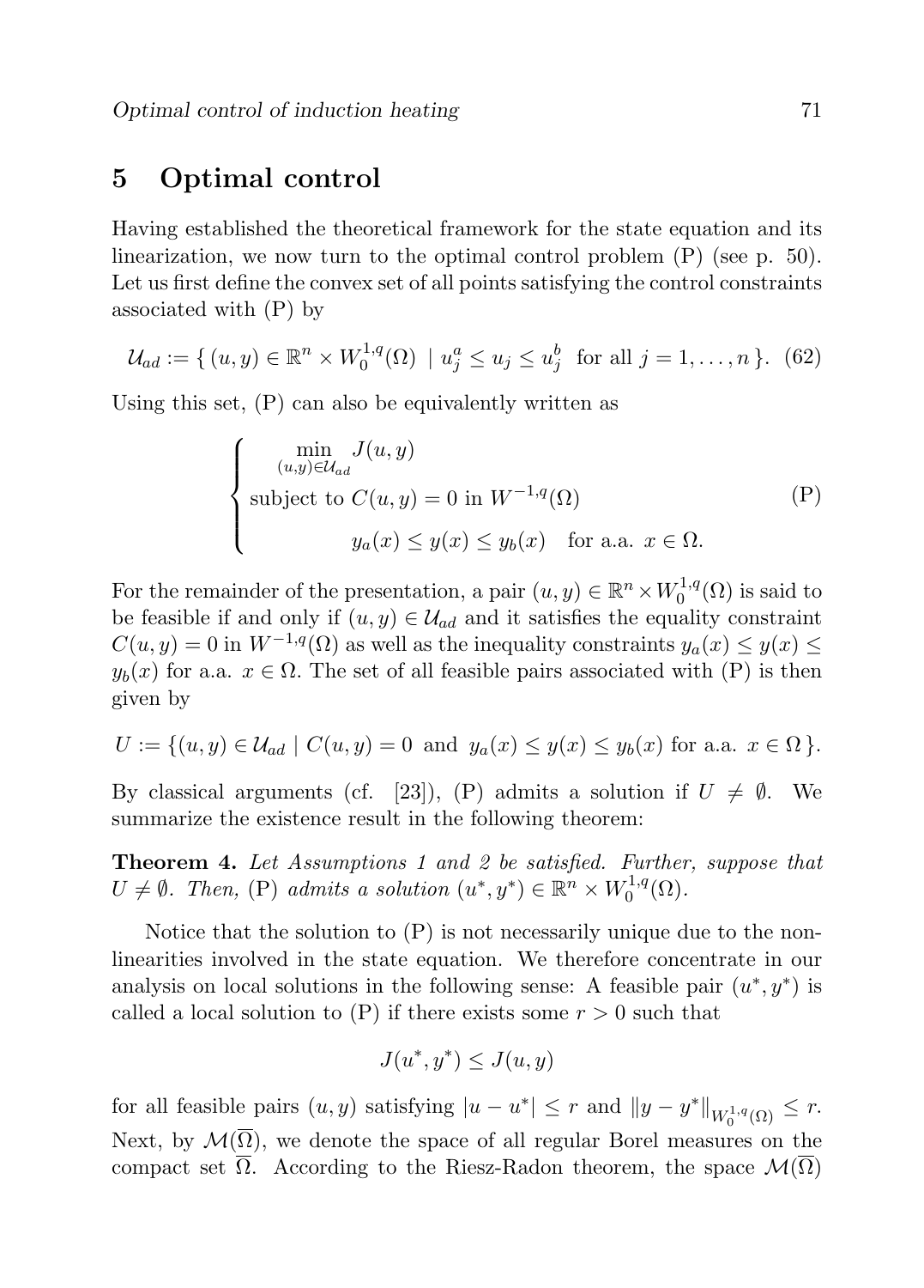## 5 Optimal control

Having established the theoretical framework for the state equation and its linearization, we now turn to the optimal control problem (P) (see p. 50). Let us first define the convex set of all points satisfying the control constraints associated with (P) by

$$\mathcal{U}_{ad} := \{ (u, y) \in \mathbb{R}^n \times W_0^{1,q}(\Omega) \mid u_j^a \leq u_j \leq u_j^b \text{ for all } j = 1, \ldots, n \}. \quad (62)$$

Using this set, (P) can also be equivalently written as

$$\begin{cases} \displaystyle\min_{(u,y) \in \mathcal{U}_{ad}} J(u, y) \\ \text{subject to } C(u, y) = 0 \text{ in } W^{-1,q}(\Omega) \\ \qquad\qquad y_a(x) \leq y(x) \leq y_b(x) \quad \text{for a.a. } x \in \Omega. \end{cases} \quad \text{(P)}$$

For the remainder of the presentation, a pair $(u, y) \in \mathbb{R}^n \times W_0^{1,q}(\Omega)$ is said to be feasible if and only if $(u, y) \in \mathcal{U}_{ad}$ and it satisfies the equality constraint $C(u, y) = 0$ in $W^{-1,q}(\Omega)$ as well as the inequality constraints $y_a(x) \leq y(x) \leq y_b(x)$ for a.a. $x \in \Omega$. The set of all feasible pairs associated with (P) is then given by

$$U := \{ (u, y) \in \mathcal{U}_{ad} \mid C(u, y) = 0 \text{ and } y_a(x) \leq y(x) \leq y_b(x) \text{ for a.a. } x \in \Omega \}.$$

By classical arguments (cf. [23]), (P) admits a solution if $U \neq \emptyset$. We summarize the existence result in the following theorem:

**Theorem 4.** *Let Assumptions 1 and 2 be satisfied. Further, suppose that $U \neq \emptyset$. Then,* (P) *admits a solution $(u^*, y^*) \in \mathbb{R}^n \times W_0^{1,q}(\Omega)$.*

Notice that the solution to (P) is not necessarily unique due to the nonlinearities involved in the state equation. We therefore concentrate in our analysis on local solutions in the following sense: A feasible pair $(u^*, y^*)$ is called a local solution to (P) if there exists some $r > 0$ such that

$$J(u^*, y^*) \leq J(u, y)$$

for all feasible pairs $(u, y)$ satisfying $|u - u^*| \leq r$ and $\|y - y^*\|_{W_0^{1,q}(\Omega)} \leq r$. Next, by $\mathcal{M}(\overline{\Omega})$, we denote the space of all regular Borel measures on the compact set $\overline{\Omega}$. According to the Riesz-Radon theorem, the space $\mathcal{M}(\overline{\Omega})$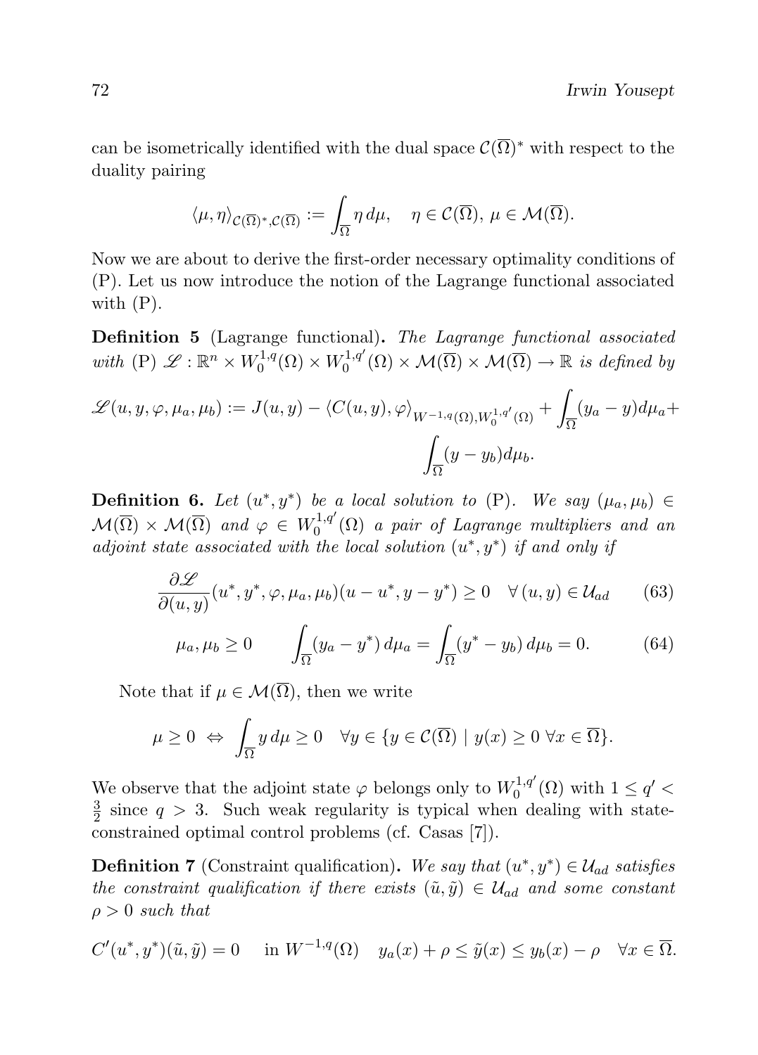can be isometrically identified with the dual space $\mathcal{C}(\overline{\Omega})^*$ with respect to the duality pairing

$$\langle \mu, \eta \rangle_{\mathcal{C}(\overline{\Omega})^*, \mathcal{C}(\overline{\Omega})} := \int_{\overline{\Omega}} \eta \, d\mu, \quad \eta \in \mathcal{C}(\overline{\Omega}),\ \mu \in \mathcal{M}(\overline{\Omega}).$$

Now we are about to derive the first-order necessary optimality conditions of (P). Let us now introduce the notion of the Lagrange functional associated with (P).

**Definition 5** (Lagrange functional)**.** *The Lagrange functional associated with* (P) $\mathscr{L} : \mathbb{R}^n \times W_0^{1,q}(\Omega) \times W_0^{1,q'}(\Omega) \times \mathcal{M}(\overline{\Omega}) \times \mathcal{M}(\overline{\Omega}) \to \mathbb{R}$ *is defined by*

$$\mathscr{L}(u, y, \varphi, \mu_a, \mu_b) := J(u, y) - \langle C(u, y), \varphi \rangle_{W^{-1,q}(\Omega), W_0^{1,q'}(\Omega)} + \int_{\overline{\Omega}} (y_a - y) d\mu_a + \int_{\overline{\Omega}} (y - y_b) d\mu_b.$$

**Definition 6.** *Let* $(u^*, y^*)$ *be a local solution to* (P)*. We say* $(\mu_a, \mu_b) \in \mathcal{M}(\overline{\Omega}) \times \mathcal{M}(\overline{\Omega})$ *and* $\varphi \in W_0^{1,q'}(\Omega)$ *a pair of Lagrange multipliers and an adjoint state associated with the local solution* $(u^*, y^*)$ *if and only if*

$$\frac{\partial \mathscr{L}}{\partial (u, y)}(u^*, y^*, \varphi, \mu_a, \mu_b)(u - u^*, y - y^*) \geq 0 \quad \forall\, (u, y) \in \mathcal{U}_{ad} \tag{63}$$

$$\mu_a, \mu_b \geq 0 \qquad \int_{\overline{\Omega}} (y_a - y^*) \, d\mu_a = \int_{\overline{\Omega}} (y^* - y_b) \, d\mu_b = 0. \tag{64}$$

Note that if $\mu \in \mathcal{M}(\overline{\Omega})$, then we write

$$\mu \geq 0 \ \Leftrightarrow \ \int_{\overline{\Omega}} y \, d\mu \geq 0 \quad \forall y \in \{ y \in \mathcal{C}(\overline{\Omega}) \mid y(x) \geq 0 \ \forall x \in \overline{\Omega} \}.$$

We observe that the adjoint state $\varphi$ belongs only to $W_0^{1,q'}(\Omega)$ with $1 \leq q' < \frac{3}{2}$ since $q > 3$. Such weak regularity is typical when dealing with state-constrained optimal control problems (cf. Casas [7]).

**Definition 7** (Constraint qualification)**.** *We say that* $(u^*, y^*) \in \mathcal{U}_{ad}$ *satisfies the constraint qualification if there exists* $(\tilde{u}, \tilde{y}) \in \mathcal{U}_{ad}$ *and some constant* $\rho > 0$ *such that*

$$C'(u^*, y^*)(\tilde{u}, \tilde{y}) = 0 \quad \text{ in } W^{-1,q}(\Omega) \quad y_a(x) + \rho \leq \tilde{y}(x) \leq y_b(x) - \rho \quad \forall x \in \overline{\Omega}.$$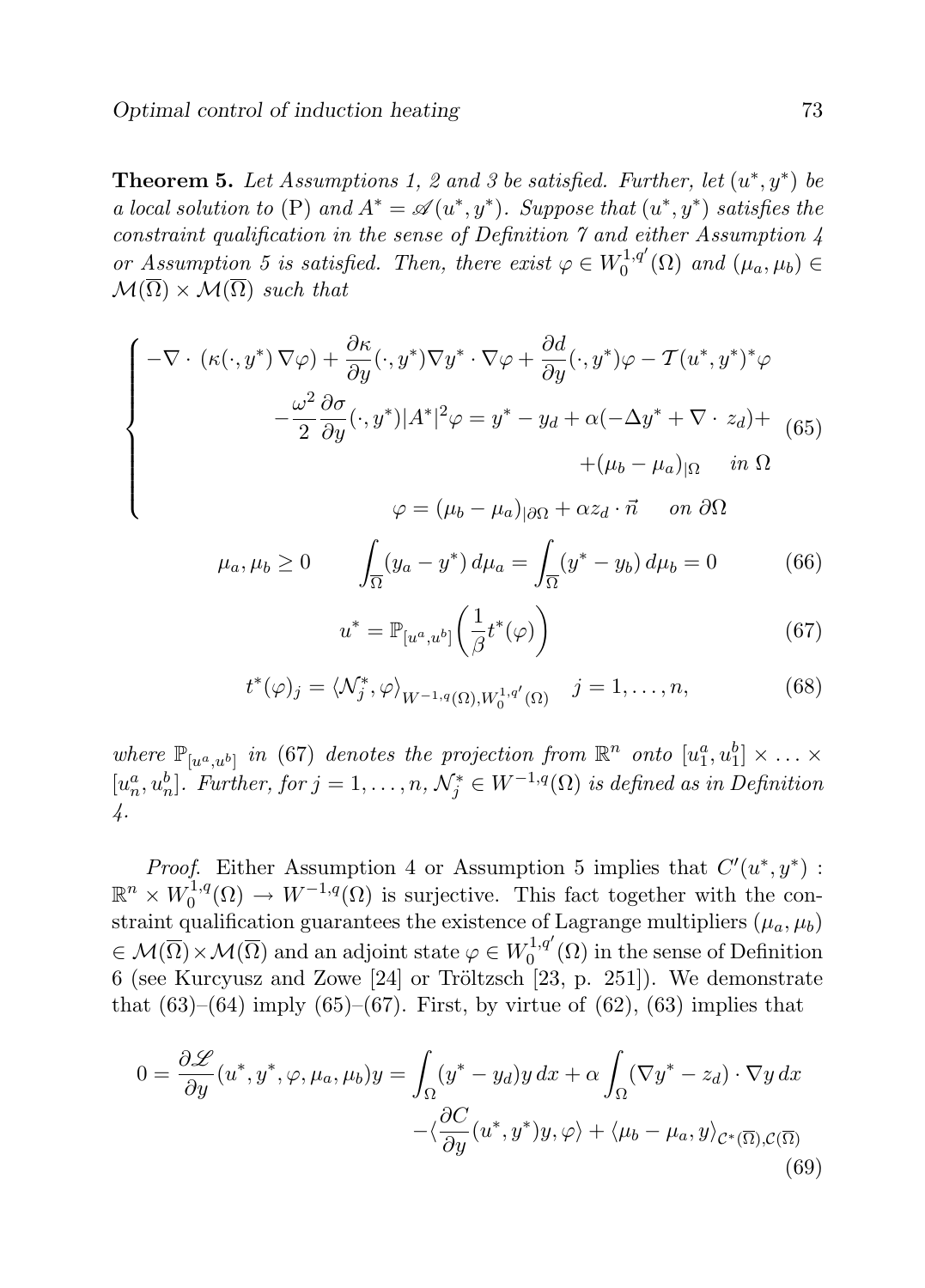**Theorem 5.** *Let Assumptions 1, 2 and 3 be satisfied. Further, let $(u^*, y^*)$ be a local solution to* (P) *and $A^* = \mathscr{A}(u^*, y^*)$. Suppose that $(u^*, y^*)$ satisfies the constraint qualification in the sense of Definition 7 and either Assumption 4 or Assumption 5 is satisfied. Then, there exist $\varphi \in W_0^{1,q'}(\Omega)$ and $(\mu_a, \mu_b) \in \mathcal{M}(\overline{\Omega}) \times \mathcal{M}(\overline{\Omega})$ such that*

$$
\begin{cases}
-\nabla \cdot \left(\kappa(\cdot, y^*) \nabla \varphi\right) + \dfrac{\partial \kappa}{\partial y}(\cdot, y^*) \nabla y^* \cdot \nabla \varphi + \dfrac{\partial d}{\partial y}(\cdot, y^*) \varphi - \mathcal{T}(u^*, y^*)^* \varphi \\
\qquad - \dfrac{\omega^2}{2} \dfrac{\partial \sigma}{\partial y}(\cdot, y^*) |A^*|^2 \varphi = y^* - y_d + \alpha(-\Delta y^* + \nabla \cdot z_d) + \\
\qquad\qquad + (\mu_b - \mu_a)_{|\Omega} \quad \text{in } \Omega \\
\varphi = (\mu_b - \mu_a)_{|\partial\Omega} + \alpha z_d \cdot \vec{n} \quad \text{on } \partial\Omega
\end{cases}
\tag{65}
$$

$$
\mu_a, \mu_b \geq 0 \qquad \int_{\overline{\Omega}} (y_a - y^*) \, d\mu_a = \int_{\overline{\Omega}} (y^* - y_b) \, d\mu_b = 0 \tag{66}
$$

$$
u^* = \mathbb{P}_{[u^a, u^b]} \left( \frac{1}{\beta} t^*(\varphi) \right) \tag{67}
$$

$$
t^*(\varphi)_j = \langle \mathcal{N}_j^*, \varphi \rangle_{W^{-1,q}(\Omega), W_0^{1,q'}(\Omega)} \quad j = 1, \ldots, n, \tag{68}
$$

*where $\mathbb{P}_{[u^a,u^b]}$ in* (67) *denotes the projection from $\mathbb{R}^n$ onto $[u_1^a, u_1^b] \times \ldots \times [u_n^a, u_n^b]$. Further, for $j = 1, \ldots, n$, $\mathcal{N}_j^* \in W^{-1,q}(\Omega)$ is defined as in Definition 4.*

*Proof.* Either Assumption 4 or Assumption 5 implies that $C'(u^*, y^*) : \mathbb{R}^n \times W_0^{1,q}(\Omega) \to W^{-1,q}(\Omega)$ is surjective. This fact together with the constraint qualification guarantees the existence of Lagrange multipliers $(\mu_a, \mu_b) \in \mathcal{M}(\overline{\Omega}) \times \mathcal{M}(\overline{\Omega})$ and an adjoint state $\varphi \in W_0^{1,q'}(\Omega)$ in the sense of Definition 6 (see Kurcyusz and Zowe [24] or Tröltzsch [23, p. 251]). We demonstrate that (63)–(64) imply (65)–(67). First, by virtue of (62), (63) implies that

$$
0 = \frac{\partial \mathscr{L}}{\partial y}(u^*, y^*, \varphi, \mu_a, \mu_b) y = \int_\Omega (y^* - y_d) y \, dx + \alpha \int_\Omega (\nabla y^* - z_d) \cdot \nabla y \, dx
$$
$$
- \langle \frac{\partial C}{\partial y}(u^*, y^*) y, \varphi \rangle + \langle \mu_b - \mu_a, y \rangle_{\mathcal{C}^*(\overline{\Omega}), \mathcal{C}(\overline{\Omega})} \tag{69}
$$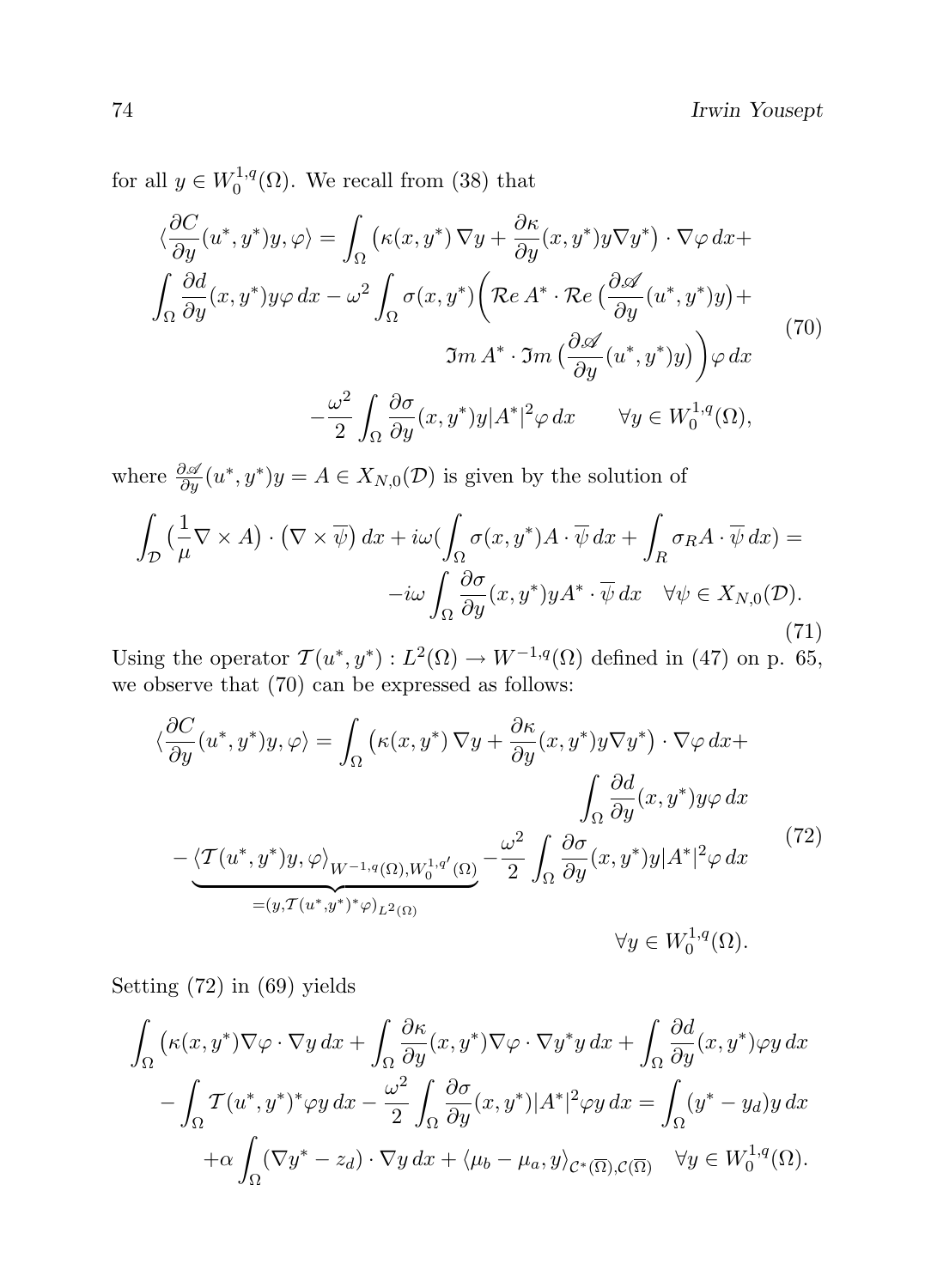for all $y \in W_0^{1,q}(\Omega)$. We recall from (38) that

$$
\begin{aligned}
\langle \frac{\partial C}{\partial y}(u^*, y^*)y, \varphi \rangle = \int_\Omega \big(\kappa(x, y^*)\, \nabla y + \frac{\partial \kappa}{\partial y}(x, y^*) y \nabla y^*\big) \cdot \nabla \varphi \, dx + \\
\int_\Omega \frac{\partial d}{\partial y}(x, y^*) y \varphi \, dx - \omega^2 \int_\Omega \sigma(x, y^*) \Big( \mathcal{R}e\, A^* \cdot \mathcal{R}e\, \big(\frac{\partial \mathscr{A}}{\partial y}(u^*, y^*) y\big) + \\
\mathfrak{Im}\, A^* \cdot \mathfrak{Im}\, \big(\frac{\partial \mathscr{A}}{\partial y}(u^*, y^*) y\big) \Big) \varphi \, dx \\
- \frac{\omega^2}{2} \int_\Omega \frac{\partial \sigma}{\partial y}(x, y^*) y |A^*|^2 \varphi \, dx \qquad \forall y \in W_0^{1,q}(\Omega),
\end{aligned}
\tag{70}
$$

where $\frac{\partial \mathscr{A}}{\partial y}(u^*, y^*)y = A \in X_{N,0}(\mathcal{D})$ is given by the solution of

$$
\begin{aligned}
\int_{\mathcal{D}} \big(\frac{1}{\mu} \nabla \times A\big) \cdot \big(\nabla \times \overline{\psi}\big) \, dx + i\omega \big(\int_\Omega \sigma(x, y^*) A \cdot \overline{\psi} \, dx + \int_R \sigma_R A \cdot \overline{\psi} \, dx\big) = \\
-i\omega \int_\Omega \frac{\partial \sigma}{\partial y}(x, y^*) y A^* \cdot \overline{\psi} \, dx \quad \forall \psi \in X_{N,0}(\mathcal{D}).
\end{aligned}
\tag{71}
$$

Using the operator $\mathcal{T}(u^*, y^*) : L^2(\Omega) \to W^{-1,q}(\Omega)$ defined in (47) on p. 65, we observe that (70) can be expressed as follows:

$$
\begin{aligned}
\langle \frac{\partial C}{\partial y}(u^*, y^*)y, \varphi \rangle = \int_\Omega \big(\kappa(x, y^*)\, \nabla y + \frac{\partial \kappa}{\partial y}(x, y^*) y \nabla y^*\big) \cdot \nabla \varphi \, dx + \\
\int_\Omega \frac{\partial d}{\partial y}(x, y^*) y \varphi \, dx \\
- \underbrace{\langle \mathcal{T}(u^*, y^*) y, \varphi \rangle_{W^{-1,q}(\Omega), W_0^{1,q'}(\Omega)}}_{= (y, \mathcal{T}(u^*, y^*)^* \varphi)_{L^2(\Omega)}} - \frac{\omega^2}{2} \int_\Omega \frac{\partial \sigma}{\partial y}(x, y^*) y |A^*|^2 \varphi \, dx \\
\forall y \in W_0^{1,q}(\Omega).
\end{aligned}
\tag{72}
$$

Setting (72) in (69) yields

$$
\begin{aligned}
\int_\Omega \big(\kappa(x, y^*) \nabla \varphi \cdot \nabla y \, dx + \int_\Omega \frac{\partial \kappa}{\partial y}(x, y^*) \nabla \varphi \cdot \nabla y^* y \, dx + \int_\Omega \frac{\partial d}{\partial y}(x, y^*) \varphi y \, dx \\
- \int_\Omega \mathcal{T}(u^*, y^*)^* \varphi y \, dx - \frac{\omega^2}{2} \int_\Omega \frac{\partial \sigma}{\partial y}(x, y^*) |A^*|^2 \varphi y \, dx = \int_\Omega (y^* - y_d) y \, dx \\
+ \alpha \int_\Omega (\nabla y^* - z_d) \cdot \nabla y \, dx + \langle \mu_b - \mu_a, y \rangle_{\mathcal{C}^*(\overline{\Omega}), \mathcal{C}(\overline{\Omega})} \quad \forall y \in W_0^{1,q}(\Omega).
\end{aligned}
$$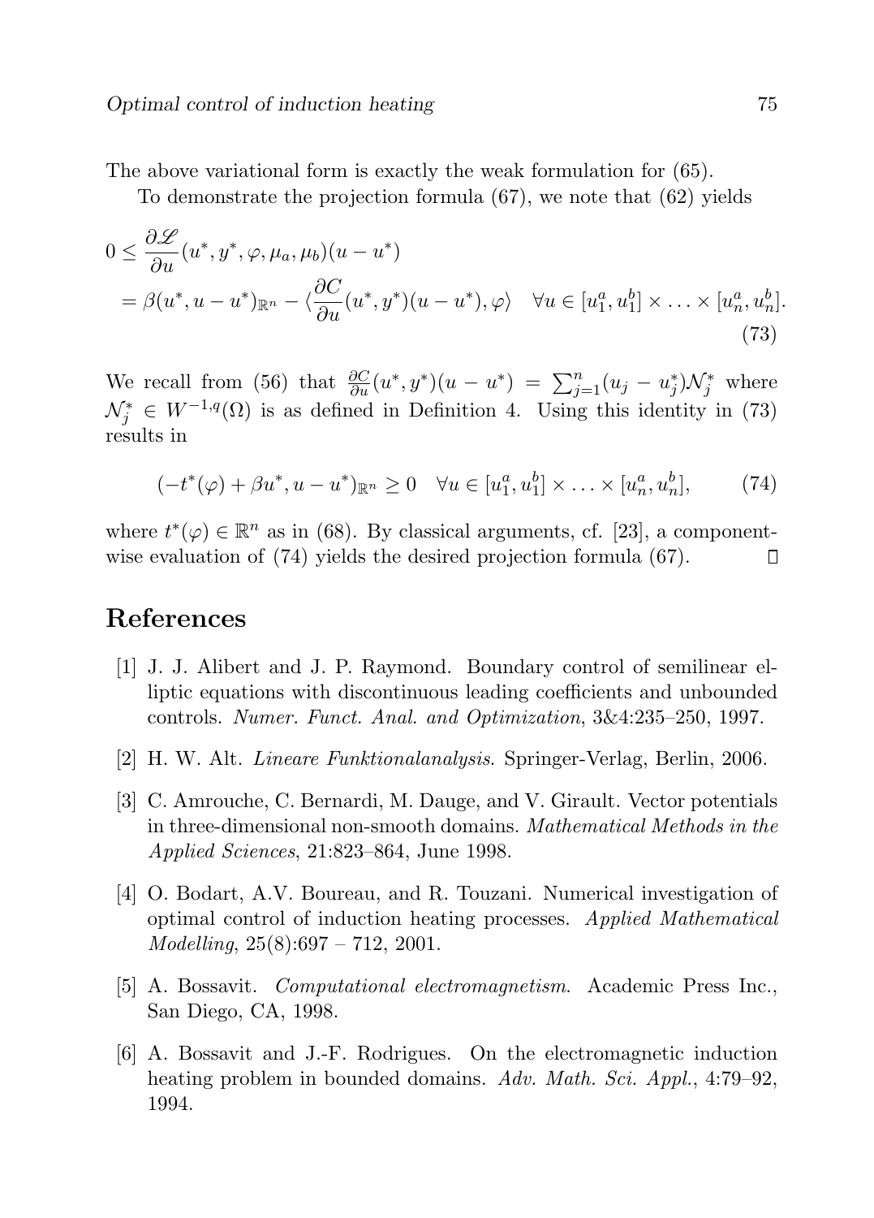The above variational form is exactly the weak formulation for (65).

To demonstrate the projection formula (67), we note that (62) yields

$$
\begin{aligned}
0 &\leq \frac{\partial \mathscr{L}}{\partial u}(u^*, y^*, \varphi, \mu_a, \mu_b)(u - u^*) \\
&= \beta(u^*, u - u^*)_{\mathbb{R}^n} - \langle \frac{\partial C}{\partial u}(u^*, y^*)(u - u^*), \varphi \rangle \quad \forall u \in [u_1^a, u_1^b] \times \ldots \times [u_n^a, u_n^b].
\end{aligned}
\tag{73}
$$

We recall from (56) that $\frac{\partial C}{\partial u}(u^*, y^*)(u - u^*) = \sum_{j=1}^n (u_j - u_j^*)\mathcal{N}_j^*$ where $\mathcal{N}_j^* \in W^{-1,q}(\Omega)$ is as defined in Definition 4. Using this identity in (73) results in

$$
(-t^*(\varphi) + \beta u^*, u - u^*)_{\mathbb{R}^n} \geq 0 \quad \forall u \in [u_1^a, u_1^b] \times \ldots \times [u_n^a, u_n^b], \tag{74}
$$

where $t^*(\varphi) \in \mathbb{R}^n$ as in (68). By classical arguments, cf. [23], a componentwise evaluation of (74) yields the desired projection formula (67). □

## References

[1] J. J. Alibert and J. P. Raymond. Boundary control of semilinear elliptic equations with discontinuous leading coefficients and unbounded controls. *Numer. Funct. Anal. and Optimization*, 3&4:235–250, 1997.

[2] H. W. Alt. *Lineare Funktionalanalysis*. Springer-Verlag, Berlin, 2006.

[3] C. Amrouche, C. Bernardi, M. Dauge, and V. Girault. Vector potentials in three-dimensional non-smooth domains. *Mathematical Methods in the Applied Sciences*, 21:823–864, June 1998.

[4] O. Bodart, A.V. Boureau, and R. Touzani. Numerical investigation of optimal control of induction heating processes. *Applied Mathematical Modelling*, 25(8):697 – 712, 2001.

[5] A. Bossavit. *Computational electromagnetism*. Academic Press Inc., San Diego, CA, 1998.

[6] A. Bossavit and J.-F. Rodrigues. On the electromagnetic induction heating problem in bounded domains. *Adv. Math. Sci. Appl.*, 4:79–92, 1994.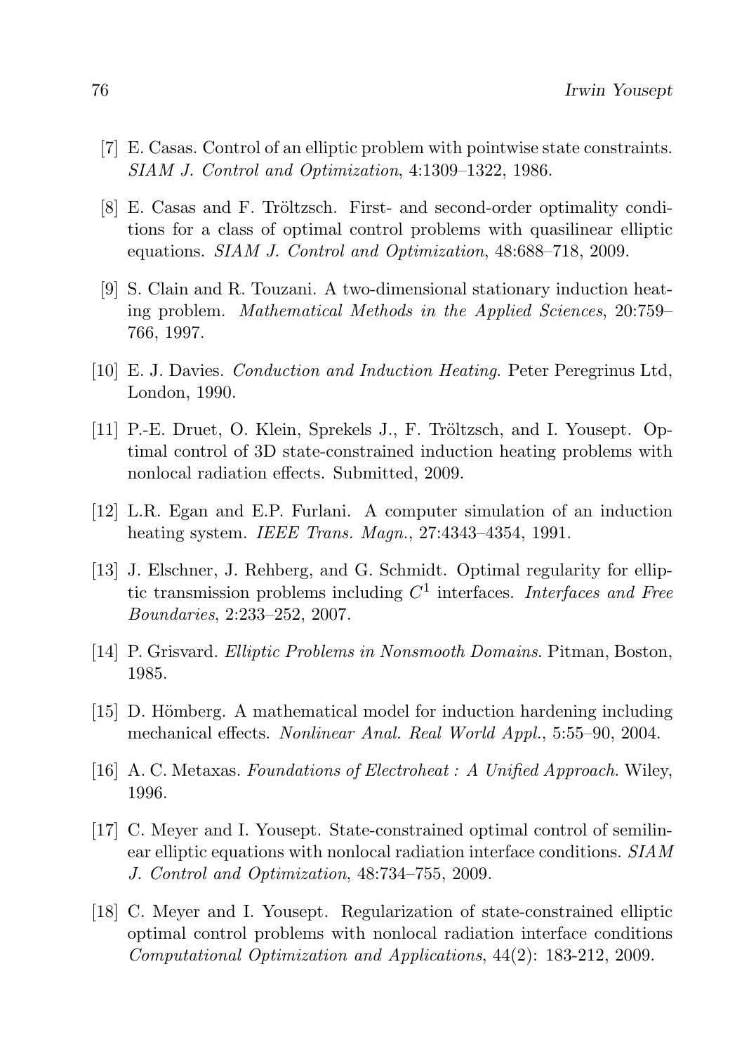[7] E. Casas. Control of an elliptic problem with pointwise state constraints. *SIAM J. Control and Optimization*, 4:1309–1322, 1986.

[8] E. Casas and F. Tröltzsch. First- and second-order optimality conditions for a class of optimal control problems with quasilinear elliptic equations. *SIAM J. Control and Optimization*, 48:688–718, 2009.

[9] S. Clain and R. Touzani. A two-dimensional stationary induction heating problem. *Mathematical Methods in the Applied Sciences*, 20:759–766, 1997.

[10] E. J. Davies. *Conduction and Induction Heating*. Peter Peregrinus Ltd, London, 1990.

[11] P.-E. Druet, O. Klein, Sprekels J., F. Tröltzsch, and I. Yousept. Optimal control of 3D state-constrained induction heating problems with nonlocal radiation effects. Submitted, 2009.

[12] L.R. Egan and E.P. Furlani. A computer simulation of an induction heating system. *IEEE Trans. Magn.*, 27:4343–4354, 1991.

[13] J. Elschner, J. Rehberg, and G. Schmidt. Optimal regularity for elliptic transmission problems including $C^1$ interfaces. *Interfaces and Free Boundaries*, 2:233–252, 2007.

[14] P. Grisvard. *Elliptic Problems in Nonsmooth Domains*. Pitman, Boston, 1985.

[15] D. Hömberg. A mathematical model for induction hardening including mechanical effects. *Nonlinear Anal. Real World Appl.*, 5:55–90, 2004.

[16] A. C. Metaxas. *Foundations of Electroheat : A Unified Approach*. Wiley, 1996.

[17] C. Meyer and I. Yousept. State-constrained optimal control of semilinear elliptic equations with nonlocal radiation interface conditions. *SIAM J. Control and Optimization*, 48:734–755, 2009.

[18] C. Meyer and I. Yousept. Regularization of state-constrained elliptic optimal control problems with nonlocal radiation interface conditions *Computational Optimization and Applications*, 44(2): 183-212, 2009.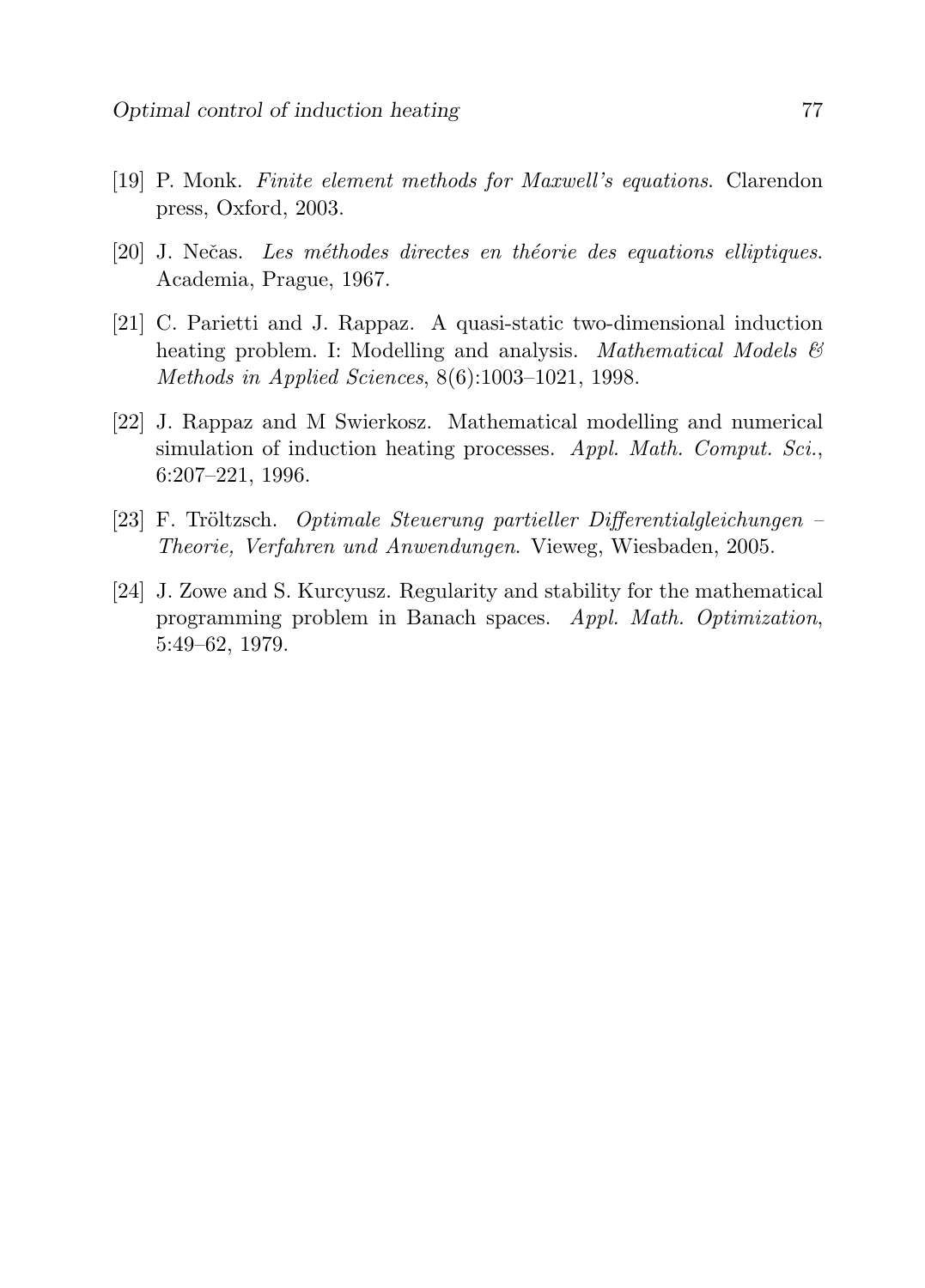[19] P. Monk. *Finite element methods for Maxwell's equations*. Clarendon press, Oxford, 2003.

[20] J. Nečas. *Les méthodes directes en théorie des equations elliptiques*. Academia, Prague, 1967.

[21] C. Parietti and J. Rappaz. A quasi-static two-dimensional induction heating problem. I: Modelling and analysis. *Mathematical Models & Methods in Applied Sciences*, 8(6):1003–1021, 1998.

[22] J. Rappaz and M Swierkosz. Mathematical modelling and numerical simulation of induction heating processes. *Appl. Math. Comput. Sci.*, 6:207–221, 1996.

[23] F. Tröltzsch. *Optimale Steuerung partieller Differentialgleichungen – Theorie, Verfahren und Anwendungen*. Vieweg, Wiesbaden, 2005.

[24] J. Zowe and S. Kurcyusz. Regularity and stability for the mathematical programming problem in Banach spaces. *Appl. Math. Optimization*, 5:49–62, 1979.